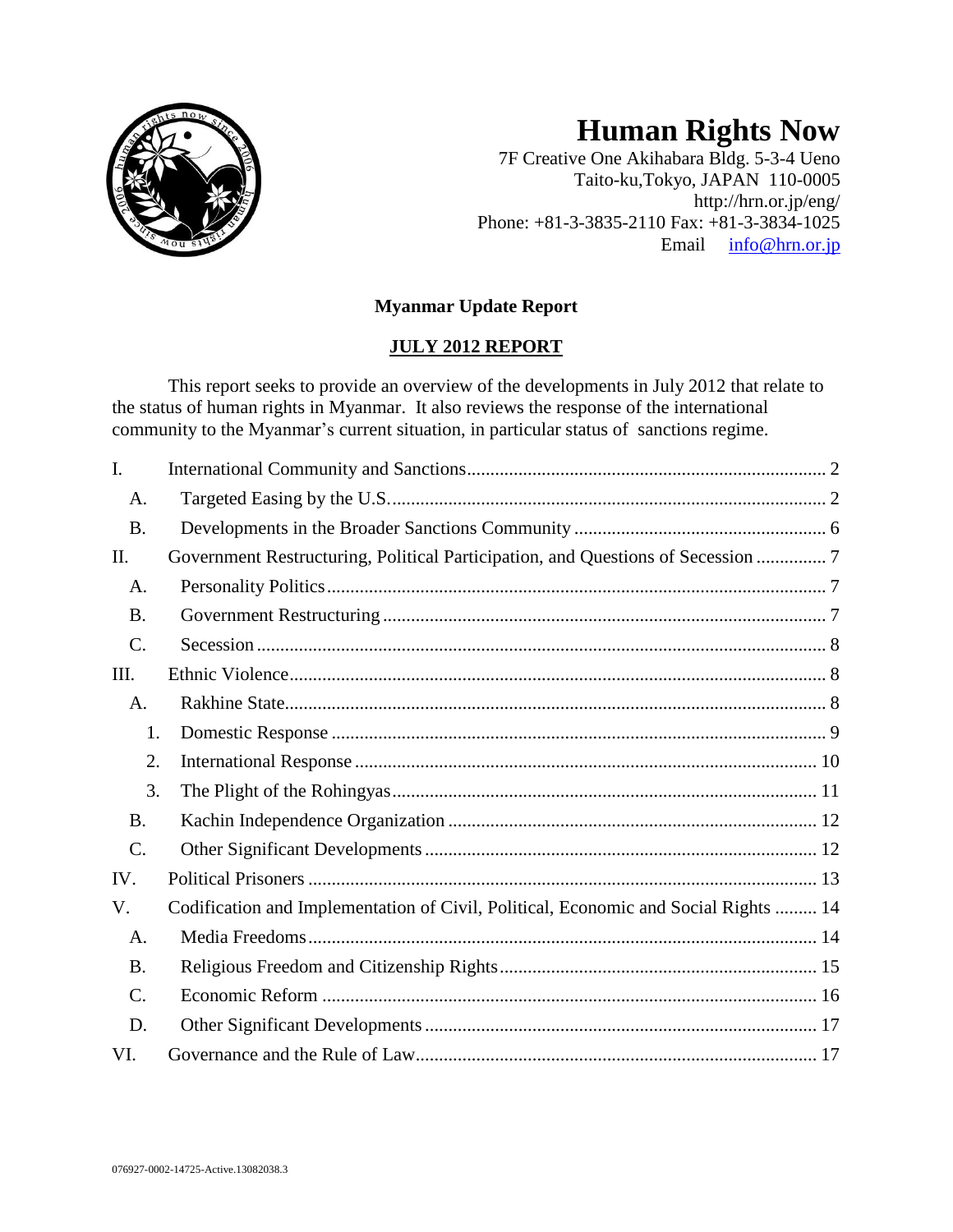# Human Rights Now

7F Creative One Akihabara Bldg. 5-3-4 Ueno
Taito-ku,Tokyo, JAPAN 110-0005
http://hrn.or.jp/eng/
Phone: +81-3-3835-2110 Fax: +81-3-3834-1025
Email info@hrn.or.jp

**Myanmar Update Report**

**JULY 2012 REPORT**

This report seeks to provide an overview of the developments in July 2012 that relate to the status of human rights in Myanmar. It also reviews the response of the international community to the Myanmar's current situation, in particular status of sanctions regime.

- I. International Community and Sanctions ... 2
  - A. Targeted Easing by the U.S. ... 2
  - B. Developments in the Broader Sanctions Community ... 6
- II. Government Restructuring, Political Participation, and Questions of Secession ... 7
  - A. Personality Politics ... 7
  - B. Government Restructuring ... 7
  - C. Secession ... 8
- III. Ethnic Violence ... 8
  - A. Rakhine State ... 8
    1. Domestic Response ... 9
    2. International Response ... 10
    3. The Plight of the Rohingyas ... 11
  - B. Kachin Independence Organization ... 12
  - C. Other Significant Developments ... 12
- IV. Political Prisoners ... 13
- V. Codification and Implementation of Civil, Political, Economic and Social Rights ... 14
  - A. Media Freedoms ... 14
  - B. Religious Freedom and Citizenship Rights ... 15
  - C. Economic Reform ... 16
  - D. Other Significant Developments ... 17
- VI. Governance and the Rule of Law ... 17

076927-0002-14725-Active.13082038.3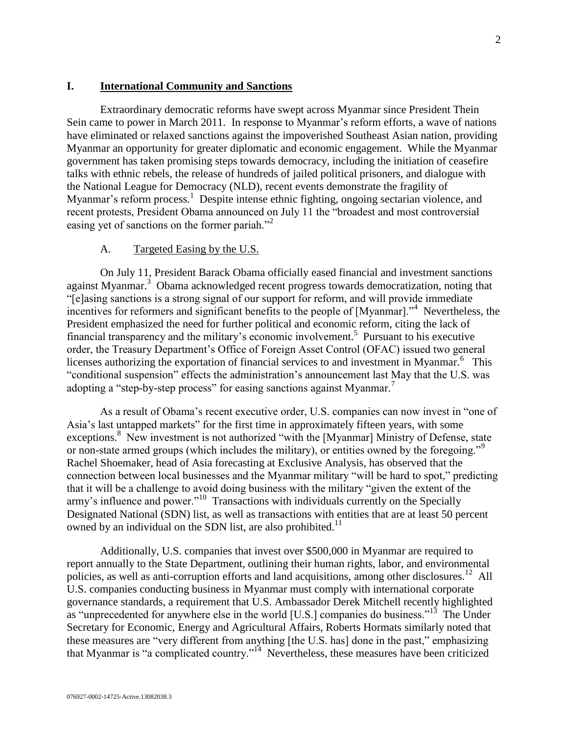## I. International Community and Sanctions

Extraordinary democratic reforms have swept across Myanmar since President Thein Sein came to power in March 2011. In response to Myanmar's reform efforts, a wave of nations have eliminated or relaxed sanctions against the impoverished Southeast Asian nation, providing Myanmar an opportunity for greater diplomatic and economic engagement. While the Myanmar government has taken promising steps towards democracy, including the initiation of ceasefire talks with ethnic rebels, the release of hundreds of jailed political prisoners, and dialogue with the National League for Democracy (NLD), recent events demonstrate the fragility of Myanmar's reform process.[1] Despite intense ethnic fighting, ongoing sectarian violence, and recent protests, President Obama announced on July 11 the "broadest and most controversial easing yet of sanctions on the former pariah."[2]

### A. Targeted Easing by the U.S.

On July 11, President Barack Obama officially eased financial and investment sanctions against Myanmar.[3] Obama acknowledged recent progress towards democratization, noting that "[e]asing sanctions is a strong signal of our support for reform, and will provide immediate incentives for reformers and significant benefits to the people of [Myanmar]."[4] Nevertheless, the President emphasized the need for further political and economic reform, citing the lack of financial transparency and the military's economic involvement.[5] Pursuant to his executive order, the Treasury Department's Office of Foreign Asset Control (OFAC) issued two general licenses authorizing the exportation of financial services to and investment in Myanmar.[6] This "conditional suspension" effects the administration's announcement last May that the U.S. was adopting a "step-by-step process" for easing sanctions against Myanmar.[7]

As a result of Obama's recent executive order, U.S. companies can now invest in "one of Asia's last untapped markets" for the first time in approximately fifteen years, with some exceptions.[8] New investment is not authorized "with the [Myanmar] Ministry of Defense, state or non-state armed groups (which includes the military), or entities owned by the foregoing."[9] Rachel Shoemaker, head of Asia forecasting at Exclusive Analysis, has observed that the connection between local businesses and the Myanmar military "will be hard to spot," predicting that it will be a challenge to avoid doing business with the military "given the extent of the army's influence and power."[10] Transactions with individuals currently on the Specially Designated National (SDN) list, as well as transactions with entities that are at least 50 percent owned by an individual on the SDN list, are also prohibited.[11]

Additionally, U.S. companies that invest over $500,000 in Myanmar are required to report annually to the State Department, outlining their human rights, labor, and environmental policies, as well as anti-corruption efforts and land acquisitions, among other disclosures.[12] All U.S. companies conducting business in Myanmar must comply with international corporate governance standards, a requirement that U.S. Ambassador Derek Mitchell recently highlighted as "unprecedented for anywhere else in the world [U.S.] companies do business."[13] The Under Secretary for Economic, Energy and Agricultural Affairs, Roberts Hormats similarly noted that these measures are "very different from anything [the U.S. has] done in the past," emphasizing that Myanmar is "a complicated country."[14] Nevertheless, these measures have been criticized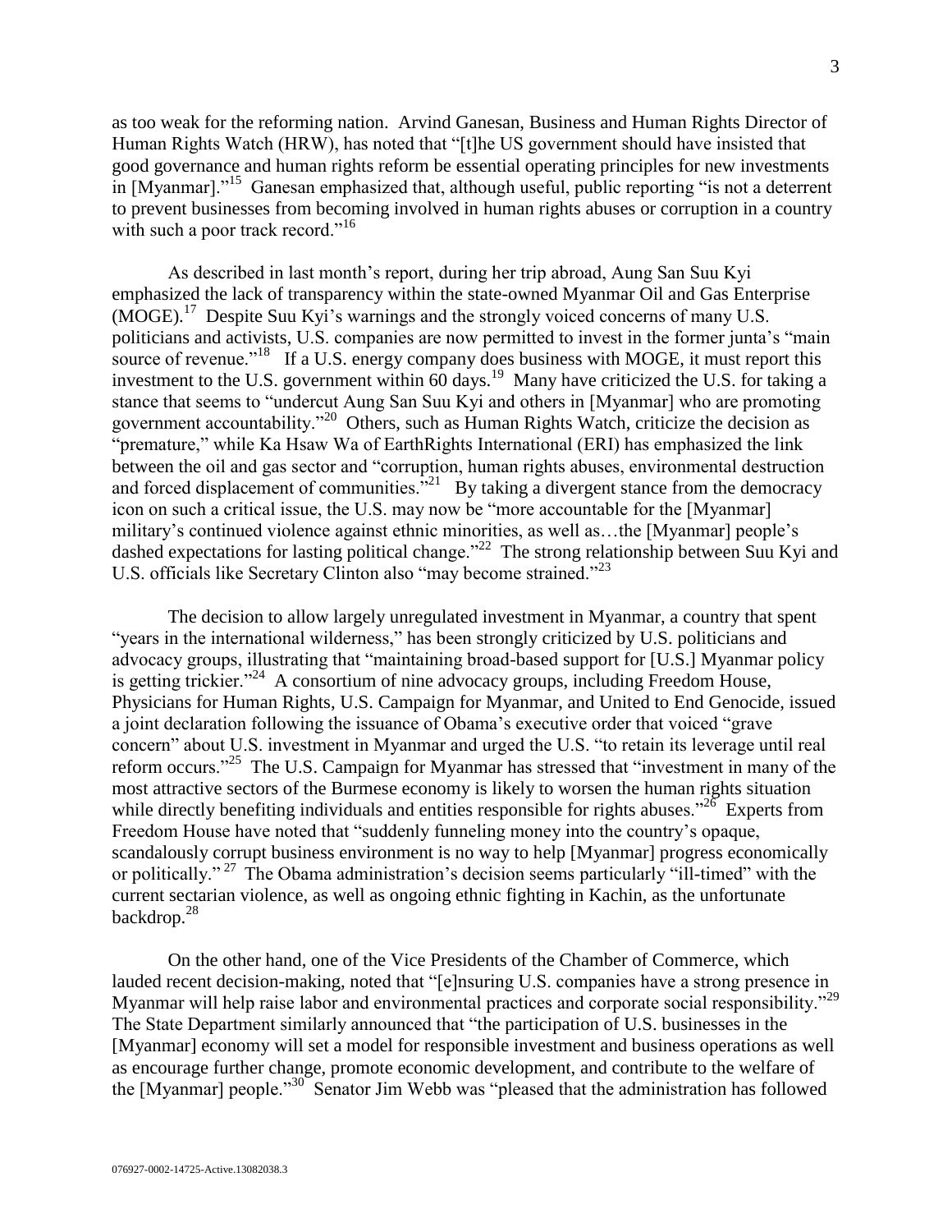as too weak for the reforming nation. Arvind Ganesan, Business and Human Rights Director of Human Rights Watch (HRW), has noted that "[t]he US government should have insisted that good governance and human rights reform be essential operating principles for new investments in [Myanmar]."[15] Ganesan emphasized that, although useful, public reporting "is not a deterrent to prevent businesses from becoming involved in human rights abuses or corruption in a country with such a poor track record."[16]

As described in last month's report, during her trip abroad, Aung San Suu Kyi emphasized the lack of transparency within the state-owned Myanmar Oil and Gas Enterprise (MOGE).[17] Despite Suu Kyi's warnings and the strongly voiced concerns of many U.S. politicians and activists, U.S. companies are now permitted to invest in the former junta's "main source of revenue."[18] If a U.S. energy company does business with MOGE, it must report this investment to the U.S. government within 60 days.[19] Many have criticized the U.S. for taking a stance that seems to "undercut Aung San Suu Kyi and others in [Myanmar] who are promoting government accountability."[20] Others, such as Human Rights Watch, criticize the decision as "premature," while Ka Hsaw Wa of EarthRights International (ERI) has emphasized the link between the oil and gas sector and "corruption, human rights abuses, environmental destruction and forced displacement of communities."[21] By taking a divergent stance from the democracy icon on such a critical issue, the U.S. may now be "more accountable for the [Myanmar] military's continued violence against ethnic minorities, as well as…the [Myanmar] people's dashed expectations for lasting political change."[22] The strong relationship between Suu Kyi and U.S. officials like Secretary Clinton also "may become strained."[23]

The decision to allow largely unregulated investment in Myanmar, a country that spent "years in the international wilderness," has been strongly criticized by U.S. politicians and advocacy groups, illustrating that "maintaining broad-based support for [U.S.] Myanmar policy is getting trickier."[24] A consortium of nine advocacy groups, including Freedom House, Physicians for Human Rights, U.S. Campaign for Myanmar, and United to End Genocide, issued a joint declaration following the issuance of Obama's executive order that voiced "grave concern" about U.S. investment in Myanmar and urged the U.S. "to retain its leverage until real reform occurs."[25] The U.S. Campaign for Myanmar has stressed that "investment in many of the most attractive sectors of the Burmese economy is likely to worsen the human rights situation while directly benefiting individuals and entities responsible for rights abuses."[26] Experts from Freedom House have noted that "suddenly funneling money into the country's opaque, scandalously corrupt business environment is no way to help [Myanmar] progress economically or politically."[27] The Obama administration's decision seems particularly "ill-timed" with the current sectarian violence, as well as ongoing ethnic fighting in Kachin, as the unfortunate backdrop.[28]

On the other hand, one of the Vice Presidents of the Chamber of Commerce, which lauded recent decision-making, noted that "[e]nsuring U.S. companies have a strong presence in Myanmar will help raise labor and environmental practices and corporate social responsibility."[29] The State Department similarly announced that "the participation of U.S. businesses in the [Myanmar] economy will set a model for responsible investment and business operations as well as encourage further change, promote economic development, and contribute to the welfare of the [Myanmar] people."[30] Senator Jim Webb was "pleased that the administration has followed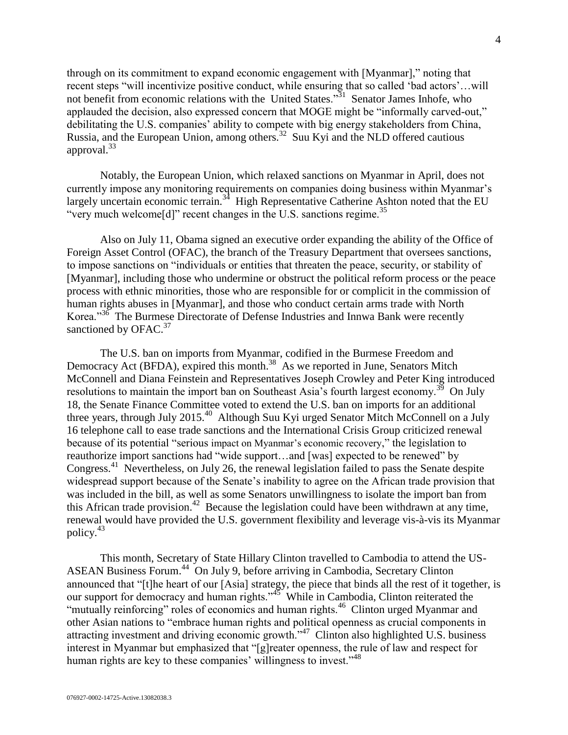through on its commitment to expand economic engagement with [Myanmar]," noting that recent steps "will incentivize positive conduct, while ensuring that so called 'bad actors'…will not benefit from economic relations with the United States."[31] Senator James Inhofe, who applauded the decision, also expressed concern that MOGE might be "informally carved-out," debilitating the U.S. companies' ability to compete with big energy stakeholders from China, Russia, and the European Union, among others.[32] Suu Kyi and the NLD offered cautious approval.[33]

Notably, the European Union, which relaxed sanctions on Myanmar in April, does not currently impose any monitoring requirements on companies doing business within Myanmar's largely uncertain economic terrain.[34] High Representative Catherine Ashton noted that the EU "very much welcome[d]" recent changes in the U.S. sanctions regime.[35]

Also on July 11, Obama signed an executive order expanding the ability of the Office of Foreign Asset Control (OFAC), the branch of the Treasury Department that oversees sanctions, to impose sanctions on "individuals or entities that threaten the peace, security, or stability of [Myanmar], including those who undermine or obstruct the political reform process or the peace process with ethnic minorities, those who are responsible for or complicit in the commission of human rights abuses in [Myanmar], and those who conduct certain arms trade with North Korea."[36] The Burmese Directorate of Defense Industries and Innwa Bank were recently sanctioned by OFAC.[37]

The U.S. ban on imports from Myanmar, codified in the Burmese Freedom and Democracy Act (BFDA), expired this month.[38] As we reported in June, Senators Mitch McConnell and Diana Feinstein and Representatives Joseph Crowley and Peter King introduced resolutions to maintain the import ban on Southeast Asia's fourth largest economy.[39] On July 18, the Senate Finance Committee voted to extend the U.S. ban on imports for an additional three years, through July 2015.[40] Although Suu Kyi urged Senator Mitch McConnell on a July 16 telephone call to ease trade sanctions and the International Crisis Group criticized renewal because of its potential "serious impact on Myanmar's economic recovery," the legislation to reauthorize import sanctions had "wide support…and [was] expected to be renewed" by Congress.[41] Nevertheless, on July 26, the renewal legislation failed to pass the Senate despite widespread support because of the Senate's inability to agree on the African trade provision that was included in the bill, as well as some Senators unwillingness to isolate the import ban from this African trade provision.[42] Because the legislation could have been withdrawn at any time, renewal would have provided the U.S. government flexibility and leverage vis-à-vis its Myanmar policy.[43]

This month, Secretary of State Hillary Clinton travelled to Cambodia to attend the US-ASEAN Business Forum.[44] On July 9, before arriving in Cambodia, Secretary Clinton announced that "[t]he heart of our [Asia] strategy, the piece that binds all the rest of it together, is our support for democracy and human rights."[45] While in Cambodia, Clinton reiterated the "mutually reinforcing" roles of economics and human rights.[46] Clinton urged Myanmar and other Asian nations to "embrace human rights and political openness as crucial components in attracting investment and driving economic growth."[47] Clinton also highlighted U.S. business interest in Myanmar but emphasized that "[g]reater openness, the rule of law and respect for human rights are key to these companies' willingness to invest."[48]

076927-0002-14725-Active.13082038.3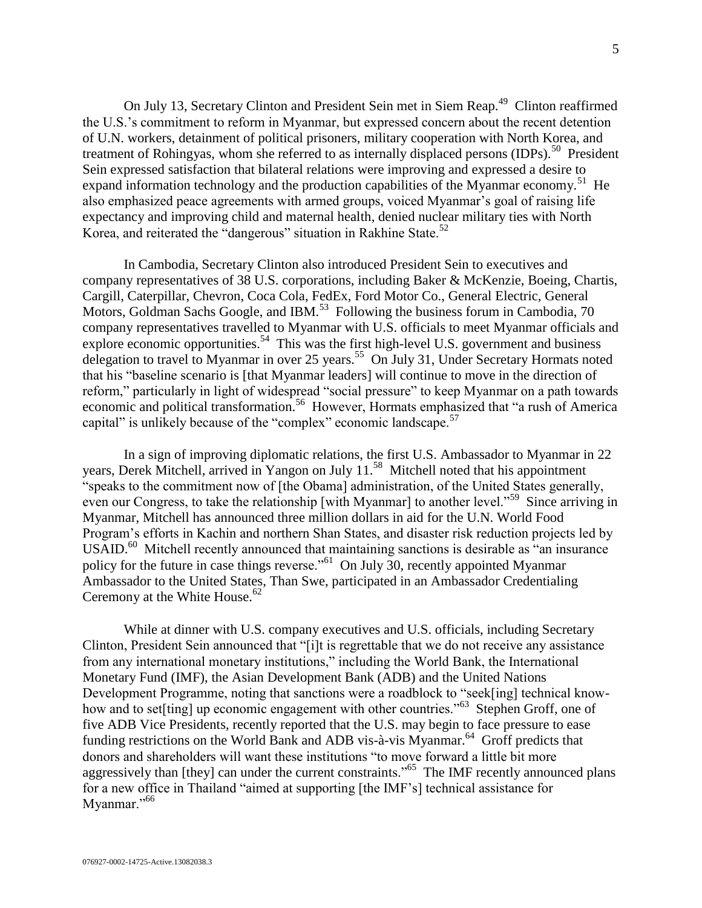On July 13, Secretary Clinton and President Sein met in Siem Reap.[49] Clinton reaffirmed the U.S.'s commitment to reform in Myanmar, but expressed concern about the recent detention of U.N. workers, detainment of political prisoners, military cooperation with North Korea, and treatment of Rohingyas, whom she referred to as internally displaced persons (IDPs).[50] President Sein expressed satisfaction that bilateral relations were improving and expressed a desire to expand information technology and the production capabilities of the Myanmar economy.[51] He also emphasized peace agreements with armed groups, voiced Myanmar's goal of raising life expectancy and improving child and maternal health, denied nuclear military ties with North Korea, and reiterated the "dangerous" situation in Rakhine State.[52]

In Cambodia, Secretary Clinton also introduced President Sein to executives and company representatives of 38 U.S. corporations, including Baker & McKenzie, Boeing, Chartis, Cargill, Caterpillar, Chevron, Coca Cola, FedEx, Ford Motor Co., General Electric, General Motors, Goldman Sachs Google, and IBM.[53] Following the business forum in Cambodia, 70 company representatives travelled to Myanmar with U.S. officials to meet Myanmar officials and explore economic opportunities.[54] This was the first high-level U.S. government and business delegation to travel to Myanmar in over 25 years.[55] On July 31, Under Secretary Hormats noted that his "baseline scenario is [that Myanmar leaders] will continue to move in the direction of reform," particularly in light of widespread "social pressure" to keep Myanmar on a path towards economic and political transformation.[56] However, Hormats emphasized that "a rush of America capital" is unlikely because of the "complex" economic landscape.[57]

In a sign of improving diplomatic relations, the first U.S. Ambassador to Myanmar in 22 years, Derek Mitchell, arrived in Yangon on July 11.[58] Mitchell noted that his appointment "speaks to the commitment now of [the Obama] administration, of the United States generally, even our Congress, to take the relationship [with Myanmar] to another level."[59] Since arriving in Myanmar, Mitchell has announced three million dollars in aid for the U.N. World Food Program's efforts in Kachin and northern Shan States, and disaster risk reduction projects led by USAID.[60] Mitchell recently announced that maintaining sanctions is desirable as "an insurance policy for the future in case things reverse."[61] On July 30, recently appointed Myanmar Ambassador to the United States, Than Swe, participated in an Ambassador Credentialing Ceremony at the White House.[62]

While at dinner with U.S. company executives and U.S. officials, including Secretary Clinton, President Sein announced that "[i]t is regrettable that we do not receive any assistance from any international monetary institutions," including the World Bank, the International Monetary Fund (IMF), the Asian Development Bank (ADB) and the United Nations Development Programme, noting that sanctions were a roadblock to "seek[ing] technical know-how and to set[ting] up economic engagement with other countries."[63] Stephen Groff, one of five ADB Vice Presidents, recently reported that the U.S. may begin to face pressure to ease funding restrictions on the World Bank and ADB vis-à-vis Myanmar.[64] Groff predicts that donors and shareholders will want these institutions "to move forward a little bit more aggressively than [they] can under the current constraints."[65] The IMF recently announced plans for a new office in Thailand "aimed at supporting [the IMF's] technical assistance for Myanmar."[66]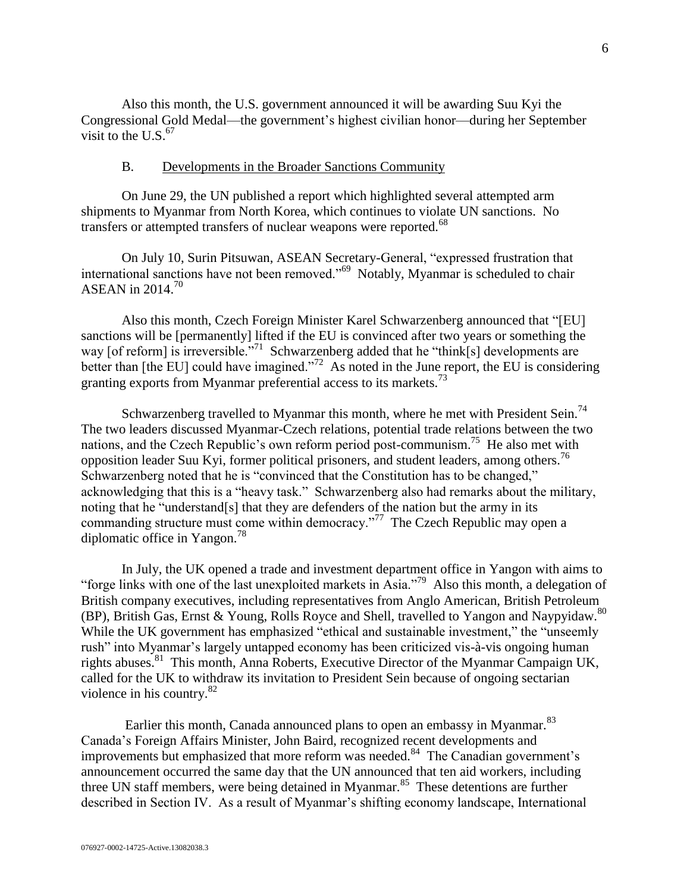Also this month, the U.S. government announced it will be awarding Suu Kyi the Congressional Gold Medal—the government's highest civilian honor—during her September visit to the U.S.[67]

B. Developments in the Broader Sanctions Community

On June 29, the UN published a report which highlighted several attempted arm shipments to Myanmar from North Korea, which continues to violate UN sanctions. No transfers or attempted transfers of nuclear weapons were reported.[68]

On July 10, Surin Pitsuwan, ASEAN Secretary-General, "expressed frustration that international sanctions have not been removed."[69] Notably, Myanmar is scheduled to chair ASEAN in 2014.[70]

Also this month, Czech Foreign Minister Karel Schwarzenberg announced that "[EU] sanctions will be [permanently] lifted if the EU is convinced after two years or something the way [of reform] is irreversible."[71] Schwarzenberg added that he "think[s] developments are better than [the EU] could have imagined."[72] As noted in the June report, the EU is considering granting exports from Myanmar preferential access to its markets.[73]

Schwarzenberg travelled to Myanmar this month, where he met with President Sein.[74] The two leaders discussed Myanmar-Czech relations, potential trade relations between the two nations, and the Czech Republic's own reform period post-communism.[75] He also met with opposition leader Suu Kyi, former political prisoners, and student leaders, among others.[76] Schwarzenberg noted that he is "convinced that the Constitution has to be changed," acknowledging that this is a "heavy task." Schwarzenberg also had remarks about the military, noting that he "understand[s] that they are defenders of the nation but the army in its commanding structure must come within democracy."[77] The Czech Republic may open a diplomatic office in Yangon.[78]

In July, the UK opened a trade and investment department office in Yangon with aims to "forge links with one of the last unexploited markets in Asia."[79] Also this month, a delegation of British company executives, including representatives from Anglo American, British Petroleum (BP), British Gas, Ernst & Young, Rolls Royce and Shell, travelled to Yangon and Naypyidaw.[80] While the UK government has emphasized "ethical and sustainable investment," the "unseemly rush" into Myanmar's largely untapped economy has been criticized vis-à-vis ongoing human rights abuses.[81] This month, Anna Roberts, Executive Director of the Myanmar Campaign UK, called for the UK to withdraw its invitation to President Sein because of ongoing sectarian violence in his country.[82]

Earlier this month, Canada announced plans to open an embassy in Myanmar.[83] Canada's Foreign Affairs Minister, John Baird, recognized recent developments and improvements but emphasized that more reform was needed.[84] The Canadian government's announcement occurred the same day that the UN announced that ten aid workers, including three UN staff members, were being detained in Myanmar.[85] These detentions are further described in Section IV. As a result of Myanmar's shifting economy landscape, International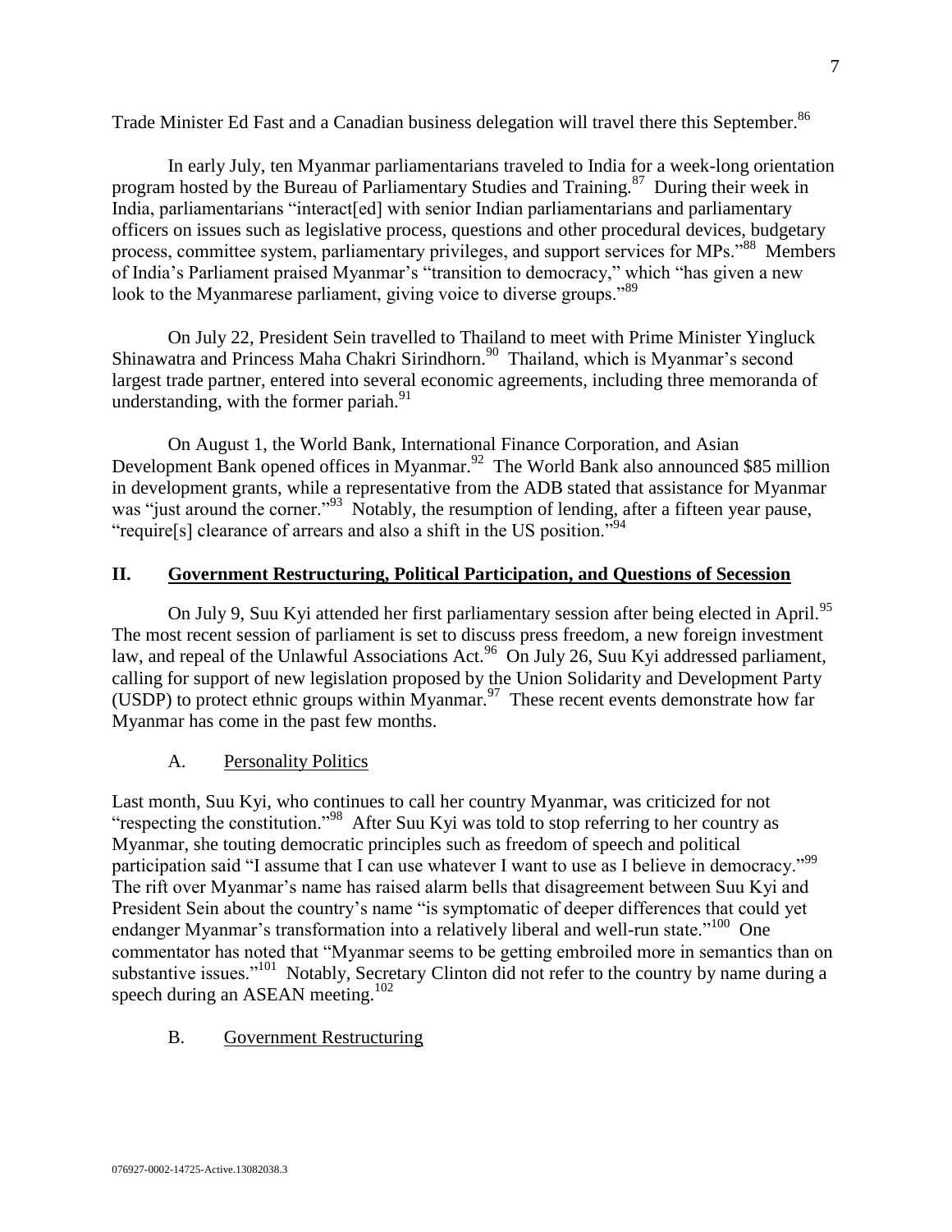Trade Minister Ed Fast and a Canadian business delegation will travel there this September.[86]

In early July, ten Myanmar parliamentarians traveled to India for a week-long orientation program hosted by the Bureau of Parliamentary Studies and Training.[87] During their week in India, parliamentarians "interact[ed] with senior Indian parliamentarians and parliamentary officers on issues such as legislative process, questions and other procedural devices, budgetary process, committee system, parliamentary privileges, and support services for MPs."[88] Members of India's Parliament praised Myanmar's "transition to democracy," which "has given a new look to the Myanmarese parliament, giving voice to diverse groups."[89]

On July 22, President Sein travelled to Thailand to meet with Prime Minister Yingluck Shinawatra and Princess Maha Chakri Sirindhorn.[90] Thailand, which is Myanmar's second largest trade partner, entered into several economic agreements, including three memoranda of understanding, with the former pariah.[91]

On August 1, the World Bank, International Finance Corporation, and Asian Development Bank opened offices in Myanmar.[92] The World Bank also announced $85 million in development grants, while a representative from the ADB stated that assistance for Myanmar was "just around the corner."[93] Notably, the resumption of lending, after a fifteen year pause, "require[s] clearance of arrears and also a shift in the US position."[94]

## II. Government Restructuring, Political Participation, and Questions of Secession

On July 9, Suu Kyi attended her first parliamentary session after being elected in April.[95] The most recent session of parliament is set to discuss press freedom, a new foreign investment law, and repeal of the Unlawful Associations Act.[96] On July 26, Suu Kyi addressed parliament, calling for support of new legislation proposed by the Union Solidarity and Development Party (USDP) to protect ethnic groups within Myanmar.[97] These recent events demonstrate how far Myanmar has come in the past few months.

### A. Personality Politics

Last month, Suu Kyi, who continues to call her country Myanmar, was criticized for not "respecting the constitution."[98] After Suu Kyi was told to stop referring to her country as Myanmar, she touting democratic principles such as freedom of speech and political participation said "I assume that I can use whatever I want to use as I believe in democracy."[99] The rift over Myanmar's name has raised alarm bells that disagreement between Suu Kyi and President Sein about the country's name "is symptomatic of deeper differences that could yet endanger Myanmar's transformation into a relatively liberal and well-run state."[100] One commentator has noted that "Myanmar seems to be getting embroiled more in semantics than on substantive issues."[101] Notably, Secretary Clinton did not refer to the country by name during a speech during an ASEAN meeting.[102]

### B. Government Restructuring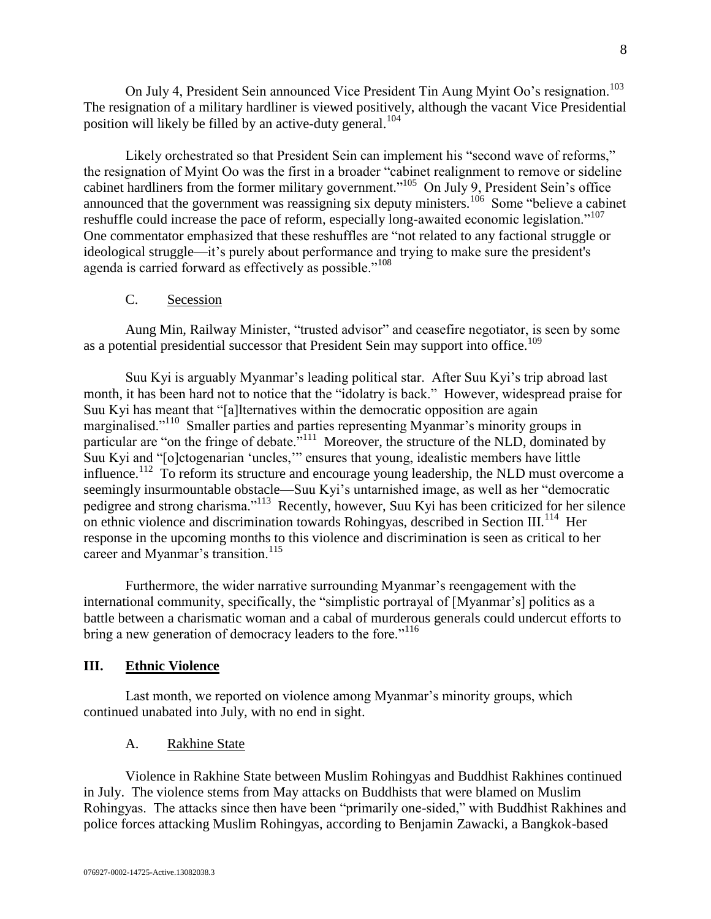On July 4, President Sein announced Vice President Tin Aung Myint Oo's resignation.[103] The resignation of a military hardliner is viewed positively, although the vacant Vice Presidential position will likely be filled by an active-duty general.[104]

Likely orchestrated so that President Sein can implement his "second wave of reforms," the resignation of Myint Oo was the first in a broader "cabinet realignment to remove or sideline cabinet hardliners from the former military government."[105] On July 9, President Sein's office announced that the government was reassigning six deputy ministers.[106] Some "believe a cabinet reshuffle could increase the pace of reform, especially long-awaited economic legislation."[107] One commentator emphasized that these reshuffles are "not related to any factional struggle or ideological struggle—it's purely about performance and trying to make sure the president's agenda is carried forward as effectively as possible."[108]

### C. Secession

Aung Min, Railway Minister, "trusted advisor" and ceasefire negotiator, is seen by some as a potential presidential successor that President Sein may support into office.[109]

Suu Kyi is arguably Myanmar's leading political star. After Suu Kyi's trip abroad last month, it has been hard not to notice that the "idolatry is back." However, widespread praise for Suu Kyi has meant that "[a]lternatives within the democratic opposition are again marginalised."[110] Smaller parties and parties representing Myanmar's minority groups in particular are "on the fringe of debate."[111] Moreover, the structure of the NLD, dominated by Suu Kyi and "[o]ctogenarian 'uncles,'" ensures that young, idealistic members have little influence.[112] To reform its structure and encourage young leadership, the NLD must overcome a seemingly insurmountable obstacle—Suu Kyi's untarnished image, as well as her "democratic pedigree and strong charisma."[113] Recently, however, Suu Kyi has been criticized for her silence on ethnic violence and discrimination towards Rohingyas, described in Section III.[114] Her response in the upcoming months to this violence and discrimination is seen as critical to her career and Myanmar's transition.[115]

Furthermore, the wider narrative surrounding Myanmar's reengagement with the international community, specifically, the "simplistic portrayal of [Myanmar's] politics as a battle between a charismatic woman and a cabal of murderous generals could undercut efforts to bring a new generation of democracy leaders to the fore."[116]

## III. Ethnic Violence

Last month, we reported on violence among Myanmar's minority groups, which continued unabated into July, with no end in sight.

### A. Rakhine State

Violence in Rakhine State between Muslim Rohingyas and Buddhist Rakhines continued in July. The violence stems from May attacks on Buddhists that were blamed on Muslim Rohingyas. The attacks since then have been "primarily one-sided," with Buddhist Rakhines and police forces attacking Muslim Rohingyas, according to Benjamin Zawacki, a Bangkok-based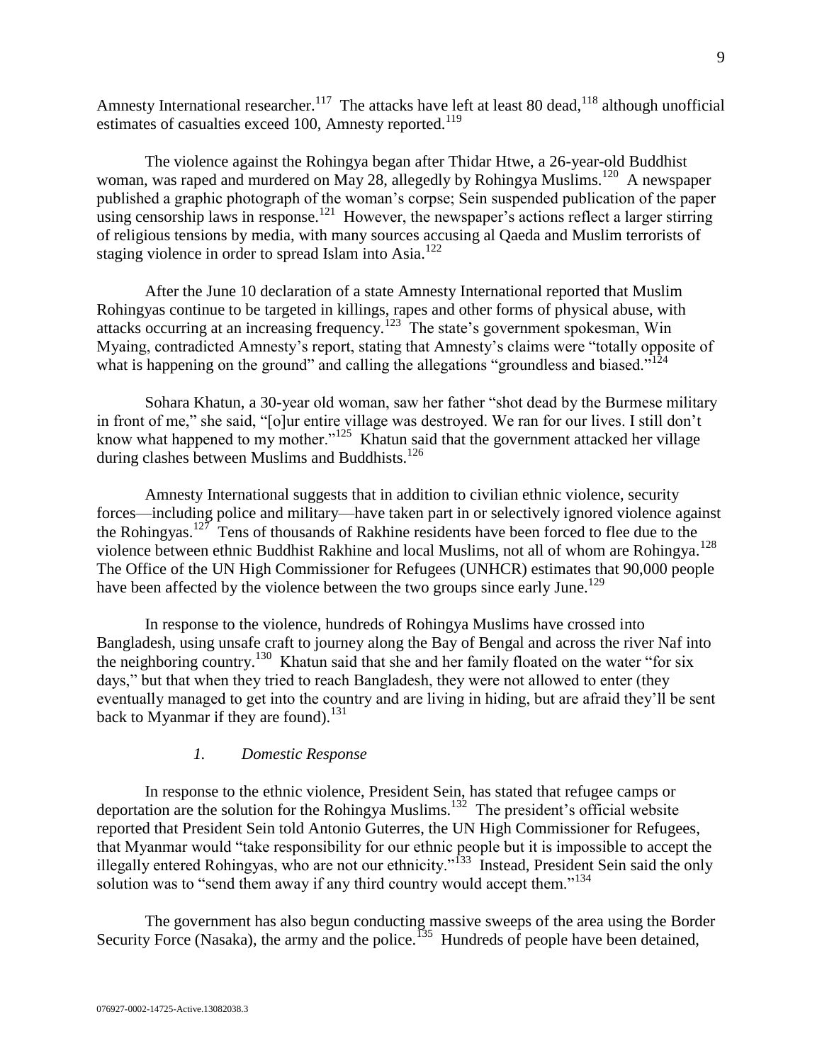Amnesty International researcher.[117] The attacks have left at least 80 dead,[118] although unofficial estimates of casualties exceed 100, Amnesty reported.[119]

The violence against the Rohingya began after Thidar Htwe, a 26-year-old Buddhist woman, was raped and murdered on May 28, allegedly by Rohingya Muslims.[120] A newspaper published a graphic photograph of the woman's corpse; Sein suspended publication of the paper using censorship laws in response.[121] However, the newspaper's actions reflect a larger stirring of religious tensions by media, with many sources accusing al Qaeda and Muslim terrorists of staging violence in order to spread Islam into Asia.[122]

After the June 10 declaration of a state Amnesty International reported that Muslim Rohingyas continue to be targeted in killings, rapes and other forms of physical abuse, with attacks occurring at an increasing frequency.[123] The state's government spokesman, Win Myaing, contradicted Amnesty's report, stating that Amnesty's claims were "totally opposite of what is happening on the ground" and calling the allegations "groundless and biased."[124]

Sohara Khatun, a 30-year old woman, saw her father "shot dead by the Burmese military in front of me," she said, "[o]ur entire village was destroyed. We ran for our lives. I still don't know what happened to my mother."[125] Khatun said that the government attacked her village during clashes between Muslims and Buddhists.[126]

Amnesty International suggests that in addition to civilian ethnic violence, security forces—including police and military—have taken part in or selectively ignored violence against the Rohingyas.[127] Tens of thousands of Rakhine residents have been forced to flee due to the violence between ethnic Buddhist Rakhine and local Muslims, not all of whom are Rohingya.[128] The Office of the UN High Commissioner for Refugees (UNHCR) estimates that 90,000 people have been affected by the violence between the two groups since early June.[129]

In response to the violence, hundreds of Rohingya Muslims have crossed into Bangladesh, using unsafe craft to journey along the Bay of Bengal and across the river Naf into the neighboring country.[130] Khatun said that she and her family floated on the water "for six days," but that when they tried to reach Bangladesh, they were not allowed to enter (they eventually managed to get into the country and are living in hiding, but are afraid they'll be sent back to Myanmar if they are found).[131]

### *1. Domestic Response*

In response to the ethnic violence, President Sein, has stated that refugee camps or deportation are the solution for the Rohingya Muslims.[132] The president's official website reported that President Sein told Antonio Guterres, the UN High Commissioner for Refugees, that Myanmar would "take responsibility for our ethnic people but it is impossible to accept the illegally entered Rohingyas, who are not our ethnicity."[133] Instead, President Sein said the only solution was to "send them away if any third country would accept them."[134]

The government has also begun conducting massive sweeps of the area using the Border Security Force (Nasaka), the army and the police.[135] Hundreds of people have been detained,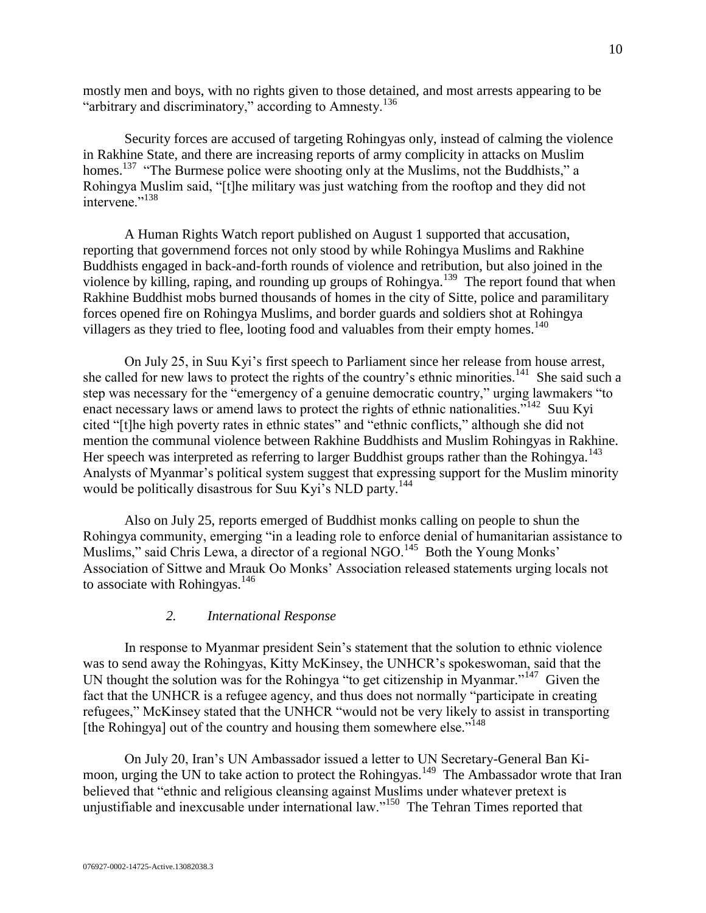mostly men and boys, with no rights given to those detained, and most arrests appearing to be "arbitrary and discriminatory," according to Amnesty.[136]

Security forces are accused of targeting Rohingyas only, instead of calming the violence in Rakhine State, and there are increasing reports of army complicity in attacks on Muslim homes.[137] "The Burmese police were shooting only at the Muslims, not the Buddhists," a Rohingya Muslim said, "[t]he military was just watching from the rooftop and they did not intervene."[138]

A Human Rights Watch report published on August 1 supported that accusation, reporting that governmend forces not only stood by while Rohingya Muslims and Rakhine Buddhists engaged in back-and-forth rounds of violence and retribution, but also joined in the violence by killing, raping, and rounding up groups of Rohingya.[139] The report found that when Rakhine Buddhist mobs burned thousands of homes in the city of Sitte, police and paramilitary forces opened fire on Rohingya Muslims, and border guards and soldiers shot at Rohingya villagers as they tried to flee, looting food and valuables from their empty homes.[140]

On July 25, in Suu Kyi's first speech to Parliament since her release from house arrest, she called for new laws to protect the rights of the country's ethnic minorities.[141] She said such a step was necessary for the "emergency of a genuine democratic country," urging lawmakers "to enact necessary laws or amend laws to protect the rights of ethnic nationalities."[142] Suu Kyi cited "[t]he high poverty rates in ethnic states" and "ethnic conflicts," although she did not mention the communal violence between Rakhine Buddhists and Muslim Rohingyas in Rakhine. Her speech was interpreted as referring to larger Buddhist groups rather than the Rohingya.[143] Analysts of Myanmar's political system suggest that expressing support for the Muslim minority would be politically disastrous for Suu Kyi's NLD party.[144]

Also on July 25, reports emerged of Buddhist monks calling on people to shun the Rohingya community, emerging "in a leading role to enforce denial of humanitarian assistance to Muslims," said Chris Lewa, a director of a regional NGO.[145] Both the Young Monks' Association of Sittwe and Mrauk Oo Monks' Association released statements urging locals not to associate with Rohingyas.[146]

### *2. International Response*

In response to Myanmar president Sein's statement that the solution to ethnic violence was to send away the Rohingyas, Kitty McKinsey, the UNHCR's spokeswoman, said that the UN thought the solution was for the Rohingya "to get citizenship in Myanmar."[147] Given the fact that the UNHCR is a refugee agency, and thus does not normally "participate in creating refugees," McKinsey stated that the UNHCR "would not be very likely to assist in transporting [the Rohingya] out of the country and housing them somewhere else."[148]

On July 20, Iran's UN Ambassador issued a letter to UN Secretary-General Ban Ki-moon, urging the UN to take action to protect the Rohingyas.[149] The Ambassador wrote that Iran believed that "ethnic and religious cleansing against Muslims under whatever pretext is unjustifiable and inexcusable under international law."[150] The Tehran Times reported that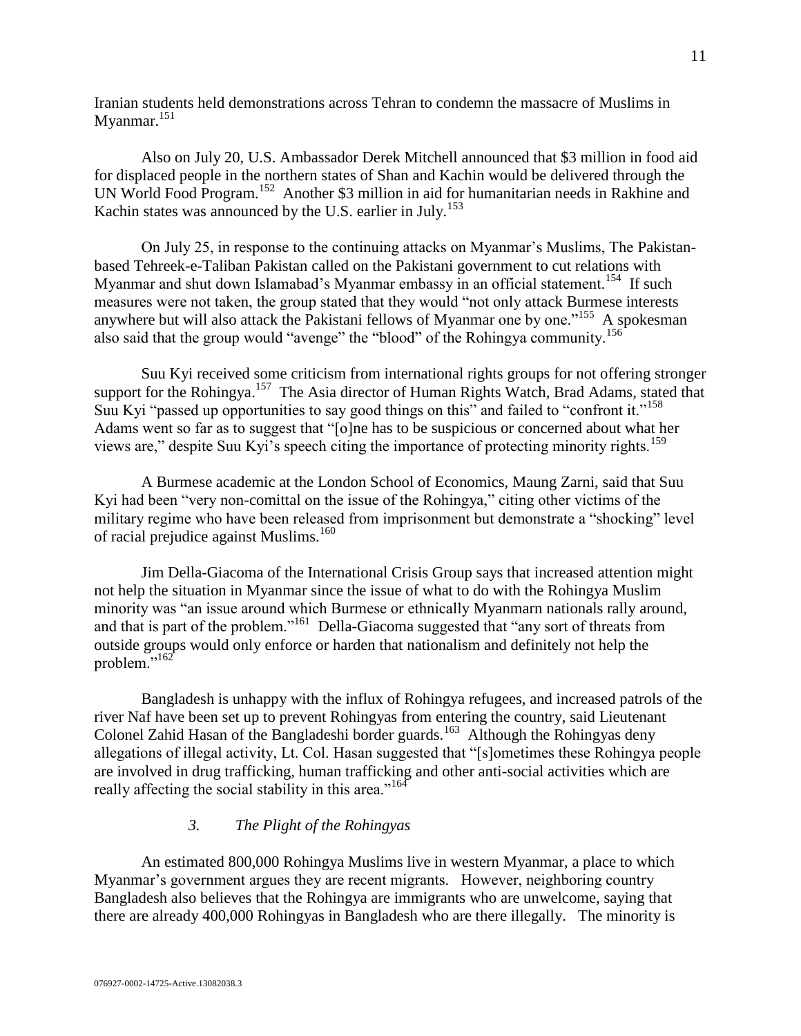Iranian students held demonstrations across Tehran to condemn the massacre of Muslims in Myanmar.[151]

Also on July 20, U.S. Ambassador Derek Mitchell announced that $3 million in food aid for displaced people in the northern states of Shan and Kachin would be delivered through the UN World Food Program.[152] Another $3 million in aid for humanitarian needs in Rakhine and Kachin states was announced by the U.S. earlier in July.[153]

On July 25, in response to the continuing attacks on Myanmar's Muslims, The Pakistan-based Tehreek-e-Taliban Pakistan called on the Pakistani government to cut relations with Myanmar and shut down Islamabad's Myanmar embassy in an official statement.[154] If such measures were not taken, the group stated that they would "not only attack Burmese interests anywhere but will also attack the Pakistani fellows of Myanmar one by one."[155] A spokesman also said that the group would "avenge" the "blood" of the Rohingya community.[156]

Suu Kyi received some criticism from international rights groups for not offering stronger support for the Rohingya.[157] The Asia director of Human Rights Watch, Brad Adams, stated that Suu Kyi "passed up opportunities to say good things on this" and failed to "confront it."[158] Adams went so far as to suggest that "[o]ne has to be suspicious or concerned about what her views are," despite Suu Kyi's speech citing the importance of protecting minority rights.[159]

A Burmese academic at the London School of Economics, Maung Zarni, said that Suu Kyi had been "very non-comittal on the issue of the Rohingya," citing other victims of the military regime who have been released from imprisonment but demonstrate a "shocking" level of racial prejudice against Muslims.[160]

Jim Della-Giacoma of the International Crisis Group says that increased attention might not help the situation in Myanmar since the issue of what to do with the Rohingya Muslim minority was "an issue around which Burmese or ethnically Myanmarn nationals rally around, and that is part of the problem."[161] Della-Giacoma suggested that "any sort of threats from outside groups would only enforce or harden that nationalism and definitely not help the problem."[162]

Bangladesh is unhappy with the influx of Rohingya refugees, and increased patrols of the river Naf have been set up to prevent Rohingyas from entering the country, said Lieutenant Colonel Zahid Hasan of the Bangladeshi border guards.[163] Although the Rohingyas deny allegations of illegal activity, Lt. Col. Hasan suggested that "[s]ometimes these Rohingya people are involved in drug trafficking, human trafficking and other anti-social activities which are really affecting the social stability in this area."[164]

### *3. The Plight of the Rohingyas*

An estimated 800,000 Rohingya Muslims live in western Myanmar, a place to which Myanmar's government argues they are recent migrants. However, neighboring country Bangladesh also believes that the Rohingya are immigrants who are unwelcome, saying that there are already 400,000 Rohingyas in Bangladesh who are there illegally. The minority is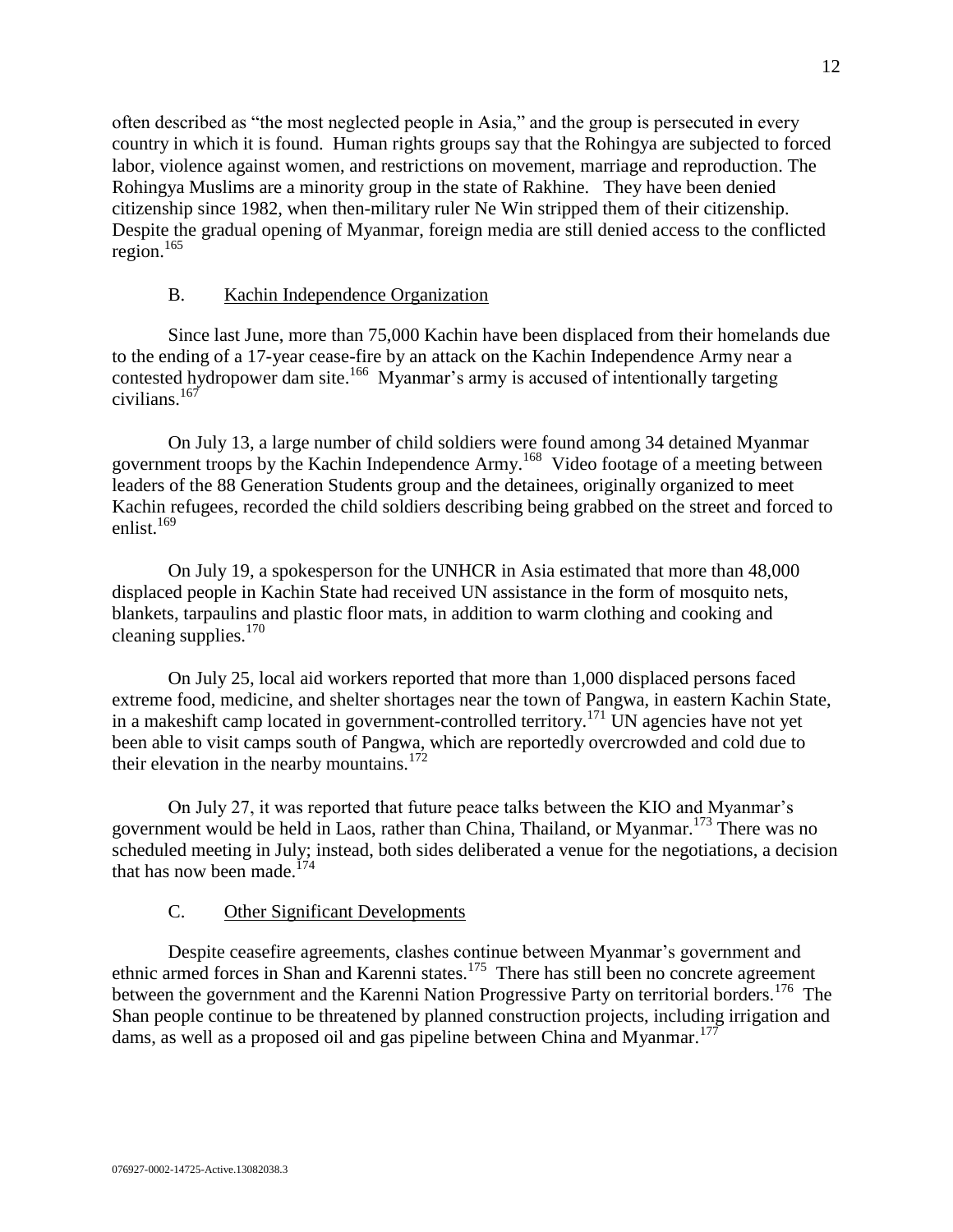often described as "the most neglected people in Asia," and the group is persecuted in every country in which it is found. Human rights groups say that the Rohingya are subjected to forced labor, violence against women, and restrictions on movement, marriage and reproduction. The Rohingya Muslims are a minority group in the state of Rakhine. They have been denied citizenship since 1982, when then-military ruler Ne Win stripped them of their citizenship. Despite the gradual opening of Myanmar, foreign media are still denied access to the conflicted region.[165]

### B. Kachin Independence Organization

Since last June, more than 75,000 Kachin have been displaced from their homelands due to the ending of a 17-year cease-fire by an attack on the Kachin Independence Army near a contested hydropower dam site.[166] Myanmar's army is accused of intentionally targeting civilians.[167]

On July 13, a large number of child soldiers were found among 34 detained Myanmar government troops by the Kachin Independence Army.[168] Video footage of a meeting between leaders of the 88 Generation Students group and the detainees, originally organized to meet Kachin refugees, recorded the child soldiers describing being grabbed on the street and forced to enlist.[169]

On July 19, a spokesperson for the UNHCR in Asia estimated that more than 48,000 displaced people in Kachin State had received UN assistance in the form of mosquito nets, blankets, tarpaulins and plastic floor mats, in addition to warm clothing and cooking and cleaning supplies.[170]

On July 25, local aid workers reported that more than 1,000 displaced persons faced extreme food, medicine, and shelter shortages near the town of Pangwa, in eastern Kachin State, in a makeshift camp located in government-controlled territory.[171] UN agencies have not yet been able to visit camps south of Pangwa, which are reportedly overcrowded and cold due to their elevation in the nearby mountains.[172]

On July 27, it was reported that future peace talks between the KIO and Myanmar's government would be held in Laos, rather than China, Thailand, or Myanmar.[173] There was no scheduled meeting in July; instead, both sides deliberated a venue for the negotiations, a decision that has now been made.[174]

### C. Other Significant Developments

Despite ceasefire agreements, clashes continue between Myanmar's government and ethnic armed forces in Shan and Karenni states.[175] There has still been no concrete agreement between the government and the Karenni Nation Progressive Party on territorial borders.[176] The Shan people continue to be threatened by planned construction projects, including irrigation and dams, as well as a proposed oil and gas pipeline between China and Myanmar.[177]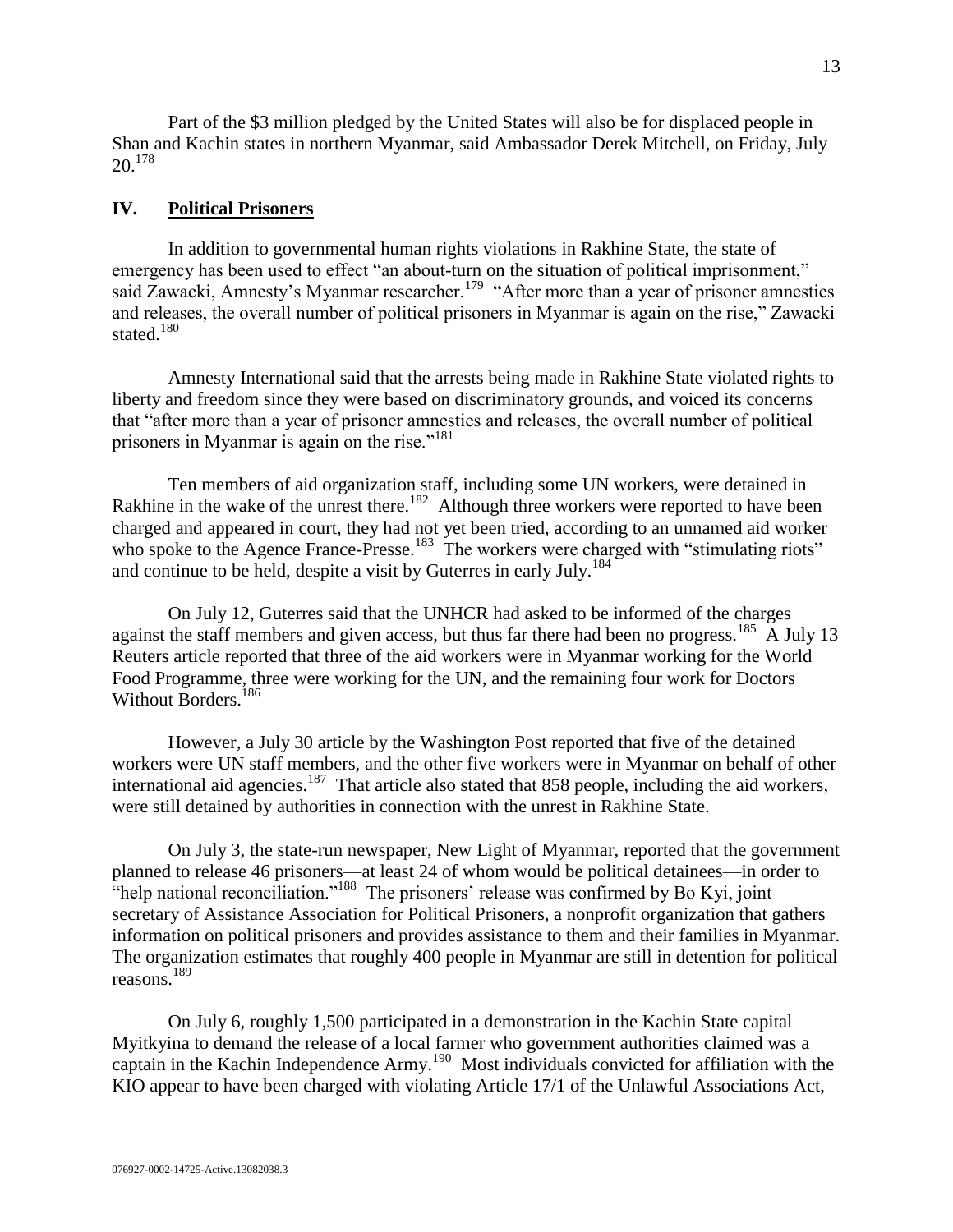Part of the $3 million pledged by the United States will also be for displaced people in Shan and Kachin states in northern Myanmar, said Ambassador Derek Mitchell, on Friday, July 20.[178]

## IV. Political Prisoners

In addition to governmental human rights violations in Rakhine State, the state of emergency has been used to effect "an about-turn on the situation of political imprisonment," said Zawacki, Amnesty's Myanmar researcher.[179] "After more than a year of prisoner amnesties and releases, the overall number of political prisoners in Myanmar is again on the rise," Zawacki stated.[180]

Amnesty International said that the arrests being made in Rakhine State violated rights to liberty and freedom since they were based on discriminatory grounds, and voiced its concerns that "after more than a year of prisoner amnesties and releases, the overall number of political prisoners in Myanmar is again on the rise."[181]

Ten members of aid organization staff, including some UN workers, were detained in Rakhine in the wake of the unrest there.[182] Although three workers were reported to have been charged and appeared in court, they had not yet been tried, according to an unnamed aid worker who spoke to the Agence France-Presse.[183] The workers were charged with "stimulating riots" and continue to be held, despite a visit by Guterres in early July.[184]

On July 12, Guterres said that the UNHCR had asked to be informed of the charges against the staff members and given access, but thus far there had been no progress.[185] A July 13 Reuters article reported that three of the aid workers were in Myanmar working for the World Food Programme, three were working for the UN, and the remaining four work for Doctors Without Borders.[186]

However, a July 30 article by the Washington Post reported that five of the detained workers were UN staff members, and the other five workers were in Myanmar on behalf of other international aid agencies.[187] That article also stated that 858 people, including the aid workers, were still detained by authorities in connection with the unrest in Rakhine State.

On July 3, the state-run newspaper, New Light of Myanmar, reported that the government planned to release 46 prisoners—at least 24 of whom would be political detainees—in order to "help national reconciliation."[188] The prisoners' release was confirmed by Bo Kyi, joint secretary of Assistance Association for Political Prisoners, a nonprofit organization that gathers information on political prisoners and provides assistance to them and their families in Myanmar. The organization estimates that roughly 400 people in Myanmar are still in detention for political reasons.[189]

On July 6, roughly 1,500 participated in a demonstration in the Kachin State capital Myitkyina to demand the release of a local farmer who government authorities claimed was a captain in the Kachin Independence Army.[190] Most individuals convicted for affiliation with the KIO appear to have been charged with violating Article 17/1 of the Unlawful Associations Act,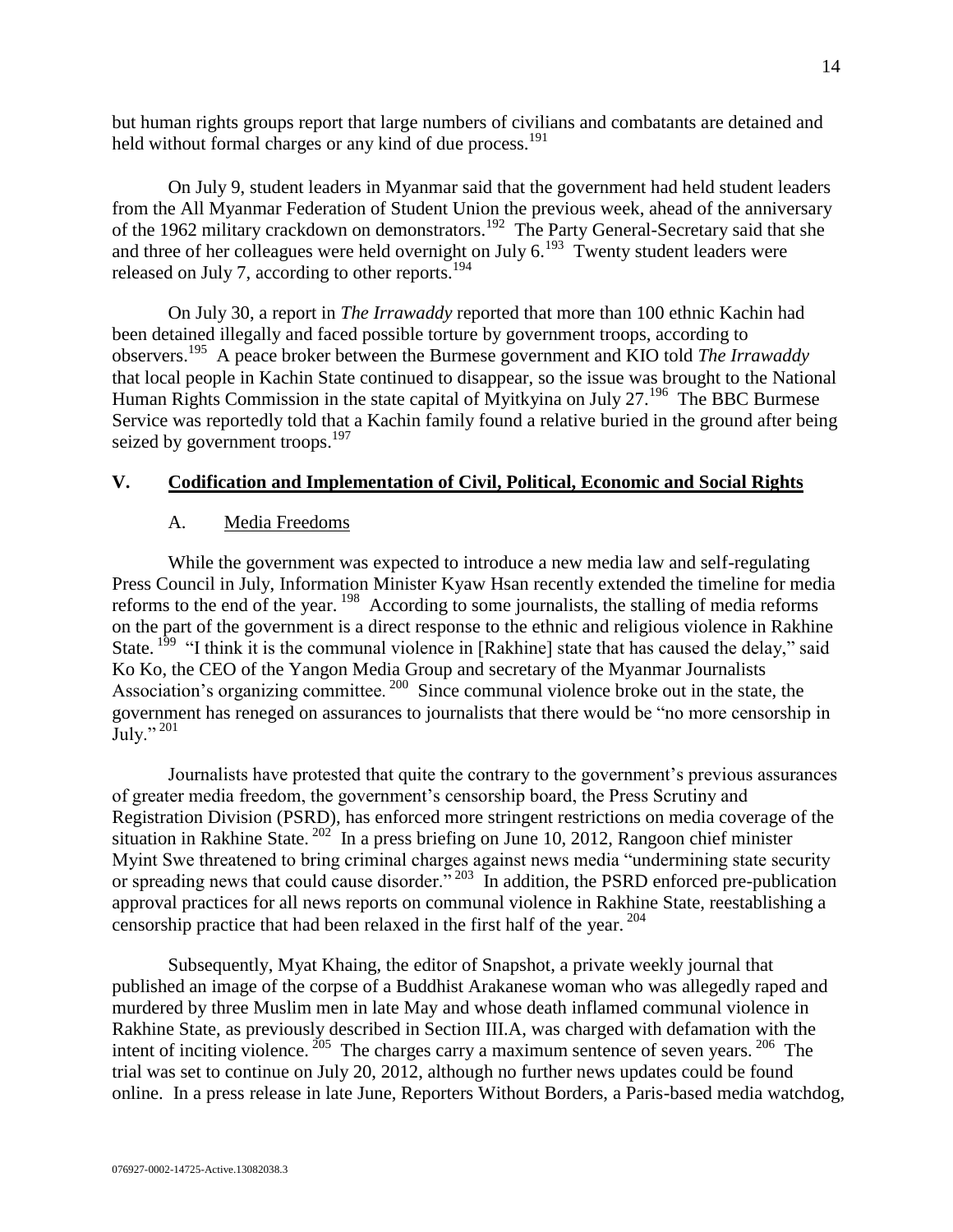but human rights groups report that large numbers of civilians and combatants are detained and held without formal charges or any kind of due process.[191]

On July 9, student leaders in Myanmar said that the government had held student leaders from the All Myanmar Federation of Student Union the previous week, ahead of the anniversary of the 1962 military crackdown on demonstrators.[192] The Party General-Secretary said that she and three of her colleagues were held overnight on July 6.[193] Twenty student leaders were released on July 7, according to other reports.[194]

On July 30, a report in *The Irrawaddy* reported that more than 100 ethnic Kachin had been detained illegally and faced possible torture by government troops, according to observers.[195] A peace broker between the Burmese government and KIO told *The Irrawaddy* that local people in Kachin State continued to disappear, so the issue was brought to the National Human Rights Commission in the state capital of Myitkyina on July 27.[196] The BBC Burmese Service was reportedly told that a Kachin family found a relative buried in the ground after being seized by government troops.[197]

## V. Codification and Implementation of Civil, Political, Economic and Social Rights

### A. Media Freedoms

While the government was expected to introduce a new media law and self-regulating Press Council in July, Information Minister Kyaw Hsan recently extended the timeline for media reforms to the end of the year.[198] According to some journalists, the stalling of media reforms on the part of the government is a direct response to the ethnic and religious violence in Rakhine State.[199] "I think it is the communal violence in [Rakhine] state that has caused the delay," said Ko Ko, the CEO of the Yangon Media Group and secretary of the Myanmar Journalists Association's organizing committee.[200] Since communal violence broke out in the state, the government has reneged on assurances to journalists that there would be "no more censorship in July."[201]

Journalists have protested that quite the contrary to the government's previous assurances of greater media freedom, the government's censorship board, the Press Scrutiny and Registration Division (PSRD), has enforced more stringent restrictions on media coverage of the situation in Rakhine State.[202] In a press briefing on June 10, 2012, Rangoon chief minister Myint Swe threatened to bring criminal charges against news media "undermining state security or spreading news that could cause disorder."[203] In addition, the PSRD enforced pre-publication approval practices for all news reports on communal violence in Rakhine State, reestablishing a censorship practice that had been relaxed in the first half of the year.[204]

Subsequently, Myat Khaing, the editor of Snapshot, a private weekly journal that published an image of the corpse of a Buddhist Arakanese woman who was allegedly raped and murdered by three Muslim men in late May and whose death inflamed communal violence in Rakhine State, as previously described in Section III.A, was charged with defamation with the intent of inciting violence.[205] The charges carry a maximum sentence of seven years.[206] The trial was set to continue on July 20, 2012, although no further news updates could be found online. In a press release in late June, Reporters Without Borders, a Paris-based media watchdog,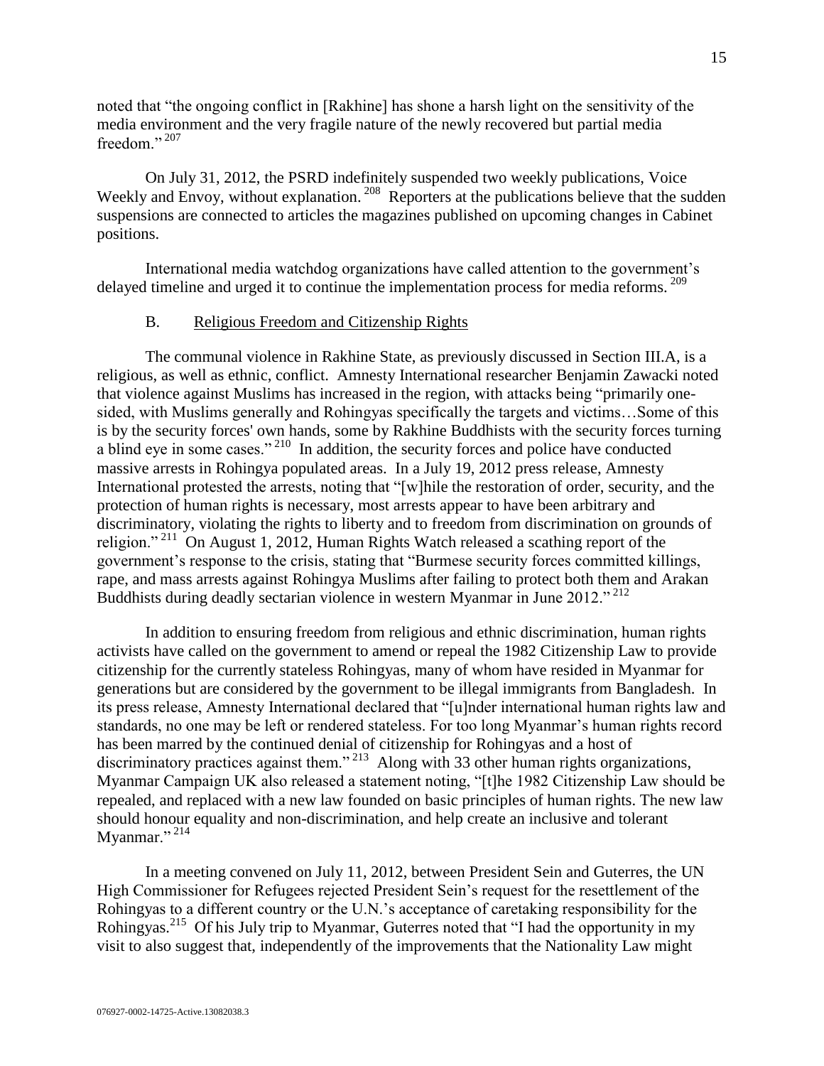noted that "the ongoing conflict in [Rakhine] has shone a harsh light on the sensitivity of the media environment and the very fragile nature of the newly recovered but partial media freedom." [207]

On July 31, 2012, the PSRD indefinitely suspended two weekly publications, Voice Weekly and Envoy, without explanation. [208] Reporters at the publications believe that the sudden suspensions are connected to articles the magazines published on upcoming changes in Cabinet positions.

International media watchdog organizations have called attention to the government's delayed timeline and urged it to continue the implementation process for media reforms. [209]

### B. Religious Freedom and Citizenship Rights

The communal violence in Rakhine State, as previously discussed in Section III.A, is a religious, as well as ethnic, conflict. Amnesty International researcher Benjamin Zawacki noted that violence against Muslims has increased in the region, with attacks being "primarily one-sided, with Muslims generally and Rohingyas specifically the targets and victims…Some of this is by the security forces' own hands, some by Rakhine Buddhists with the security forces turning a blind eye in some cases." [210] In addition, the security forces and police have conducted massive arrests in Rohingya populated areas. In a July 19, 2012 press release, Amnesty International protested the arrests, noting that "[w]hile the restoration of order, security, and the protection of human rights is necessary, most arrests appear to have been arbitrary and discriminatory, violating the rights to liberty and to freedom from discrimination on grounds of religion." [211] On August 1, 2012, Human Rights Watch released a scathing report of the government's response to the crisis, stating that "Burmese security forces committed killings, rape, and mass arrests against Rohingya Muslims after failing to protect both them and Arakan Buddhists during deadly sectarian violence in western Myanmar in June 2012." [212]

In addition to ensuring freedom from religious and ethnic discrimination, human rights activists have called on the government to amend or repeal the 1982 Citizenship Law to provide citizenship for the currently stateless Rohingyas, many of whom have resided in Myanmar for generations but are considered by the government to be illegal immigrants from Bangladesh. In its press release, Amnesty International declared that "[u]nder international human rights law and standards, no one may be left or rendered stateless. For too long Myanmar's human rights record has been marred by the continued denial of citizenship for Rohingyas and a host of discriminatory practices against them." [213] Along with 33 other human rights organizations, Myanmar Campaign UK also released a statement noting, "[t]he 1982 Citizenship Law should be repealed, and replaced with a new law founded on basic principles of human rights. The new law should honour equality and non-discrimination, and help create an inclusive and tolerant Myanmar." [214]

In a meeting convened on July 11, 2012, between President Sein and Guterres, the UN High Commissioner for Refugees rejected President Sein's request for the resettlement of the Rohingyas to a different country or the U.N.'s acceptance of caretaking responsibility for the Rohingyas.[215] Of his July trip to Myanmar, Guterres noted that "I had the opportunity in my visit to also suggest that, independently of the improvements that the Nationality Law might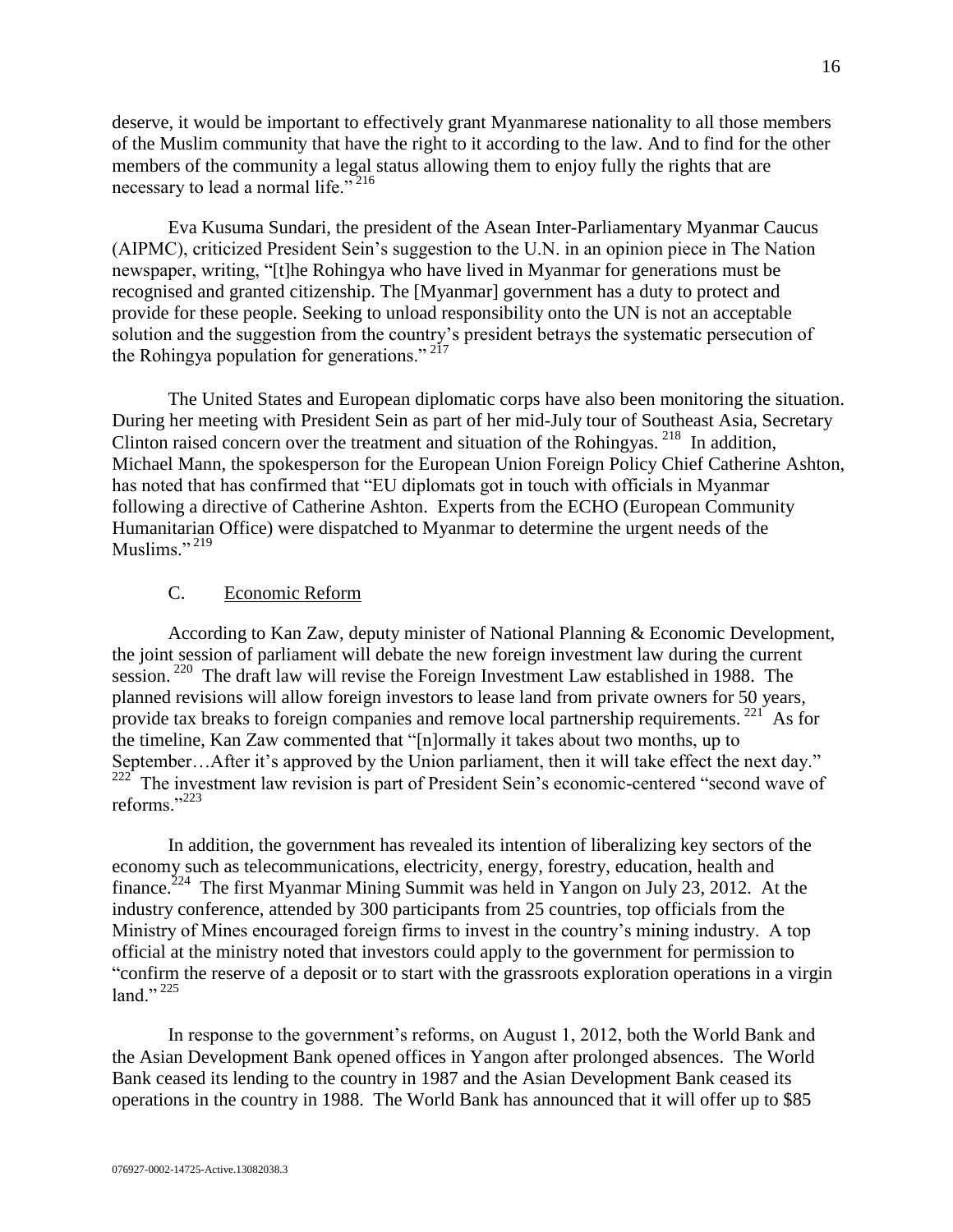deserve, it would be important to effectively grant Myanmarese nationality to all those members of the Muslim community that have the right to it according to the law. And to find for the other members of the community a legal status allowing them to enjoy fully the rights that are necessary to lead a normal life."[216]

Eva Kusuma Sundari, the president of the Asean Inter-Parliamentary Myanmar Caucus (AIPMC), criticized President Sein's suggestion to the U.N. in an opinion piece in The Nation newspaper, writing, "[t]he Rohingya who have lived in Myanmar for generations must be recognised and granted citizenship. The [Myanmar] government has a duty to protect and provide for these people. Seeking to unload responsibility onto the UN is not an acceptable solution and the suggestion from the country's president betrays the systematic persecution of the Rohingya population for generations."[217]

The United States and European diplomatic corps have also been monitoring the situation. During her meeting with President Sein as part of her mid-July tour of Southeast Asia, Secretary Clinton raised concern over the treatment and situation of the Rohingyas.[218] In addition, Michael Mann, the spokesperson for the European Union Foreign Policy Chief Catherine Ashton, has noted that has confirmed that "EU diplomats got in touch with officials in Myanmar following a directive of Catherine Ashton. Experts from the ECHO (European Community Humanitarian Office) were dispatched to Myanmar to determine the urgent needs of the Muslims."[219]

### C. Economic Reform

According to Kan Zaw, deputy minister of National Planning & Economic Development, the joint session of parliament will debate the new foreign investment law during the current session.[220] The draft law will revise the Foreign Investment Law established in 1988. The planned revisions will allow foreign investors to lease land from private owners for 50 years, provide tax breaks to foreign companies and remove local partnership requirements.[221] As for the timeline, Kan Zaw commented that "[n]ormally it takes about two months, up to September…After it's approved by the Union parliament, then it will take effect the next day."[222] The investment law revision is part of President Sein's economic-centered "second wave of reforms."[223]

In addition, the government has revealed its intention of liberalizing key sectors of the economy such as telecommunications, electricity, energy, forestry, education, health and finance.[224] The first Myanmar Mining Summit was held in Yangon on July 23, 2012. At the industry conference, attended by 300 participants from 25 countries, top officials from the Ministry of Mines encouraged foreign firms to invest in the country's mining industry. A top official at the ministry noted that investors could apply to the government for permission to "confirm the reserve of a deposit or to start with the grassroots exploration operations in a virgin land."[225]

In response to the government's reforms, on August 1, 2012, both the World Bank and the Asian Development Bank opened offices in Yangon after prolonged absences. The World Bank ceased its lending to the country in 1987 and the Asian Development Bank ceased its operations in the country in 1988. The World Bank has announced that it will offer up to $85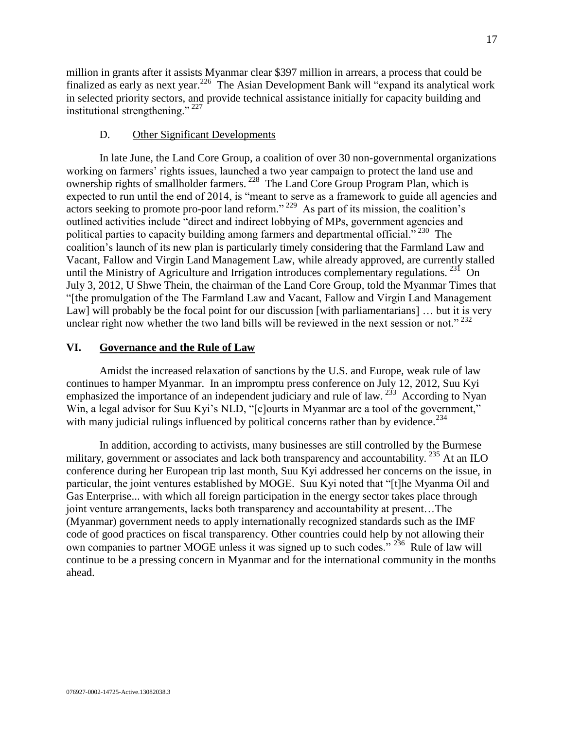million in grants after it assists Myanmar clear $397 million in arrears, a process that could be finalized as early as next year.[226] The Asian Development Bank will "expand its analytical work in selected priority sectors, and provide technical assistance initially for capacity building and institutional strengthening."[227]

## D. Other Significant Developments

In late June, the Land Core Group, a coalition of over 30 non-governmental organizations working on farmers' rights issues, launched a two year campaign to protect the land use and ownership rights of smallholder farmers.[228] The Land Core Group Program Plan, which is expected to run until the end of 2014, is "meant to serve as a framework to guide all agencies and actors seeking to promote pro-poor land reform."[229] As part of its mission, the coalition's outlined activities include "direct and indirect lobbying of MPs, government agencies and political parties to capacity building among farmers and departmental official."[230] The coalition's launch of its new plan is particularly timely considering that the Farmland Law and Vacant, Fallow and Virgin Land Management Law, while already approved, are currently stalled until the Ministry of Agriculture and Irrigation introduces complementary regulations.[231] On July 3, 2012, U Shwe Thein, the chairman of the Land Core Group, told the Myanmar Times that "[the promulgation of the The Farmland Law and Vacant, Fallow and Virgin Land Management Law] will probably be the focal point for our discussion [with parliamentarians] … but it is very unclear right now whether the two land bills will be reviewed in the next session or not."[232]

# VI. Governance and the Rule of Law

Amidst the increased relaxation of sanctions by the U.S. and Europe, weak rule of law continues to hamper Myanmar. In an impromptu press conference on July 12, 2012, Suu Kyi emphasized the importance of an independent judiciary and rule of law.[233] According to Nyan Win, a legal advisor for Suu Kyi's NLD, "[c]ourts in Myanmar are a tool of the government," with many judicial rulings influenced by political concerns rather than by evidence.[234]

In addition, according to activists, many businesses are still controlled by the Burmese military, government or associates and lack both transparency and accountability.[235] At an ILO conference during her European trip last month, Suu Kyi addressed her concerns on the issue, in particular, the joint ventures established by MOGE. Suu Kyi noted that "[t]he Myanma Oil and Gas Enterprise... with which all foreign participation in the energy sector takes place through joint venture arrangements, lacks both transparency and accountability at present…The (Myanmar) government needs to apply internationally recognized standards such as the IMF code of good practices on fiscal transparency. Other countries could help by not allowing their own companies to partner MOGE unless it was signed up to such codes."[236] Rule of law will continue to be a pressing concern in Myanmar and for the international community in the months ahead.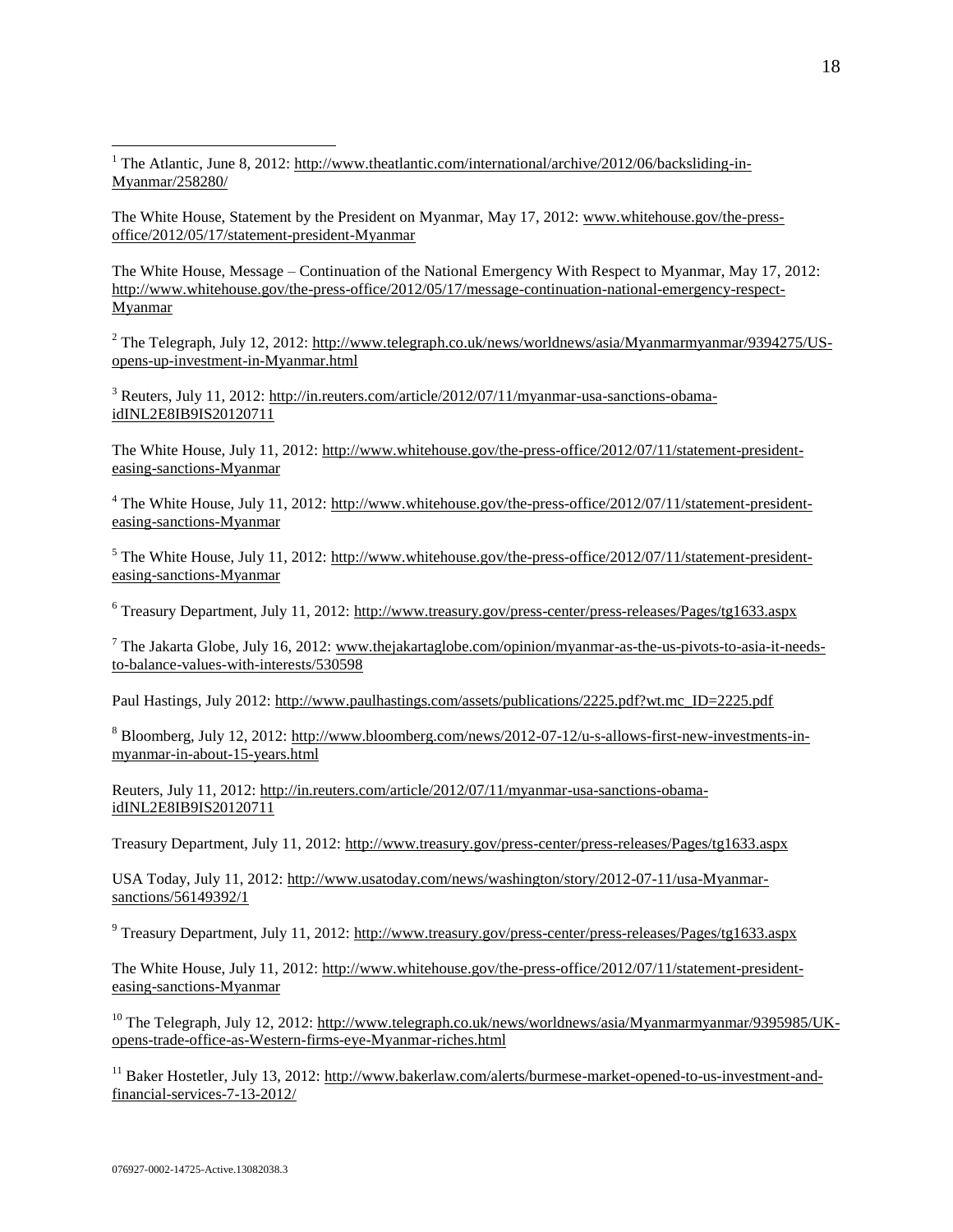[1] The Atlantic, June 8, 2012: http://www.theatlantic.com/international/archive/2012/06/backsliding-in-Myanmar/258280/

The White House, Statement by the President on Myanmar, May 17, 2012: www.whitehouse.gov/the-press-office/2012/05/17/statement-president-Myanmar

The White House, Message – Continuation of the National Emergency With Respect to Myanmar, May 17, 2012: http://www.whitehouse.gov/the-press-office/2012/05/17/message-continuation-national-emergency-respect-Myanmar

[2] The Telegraph, July 12, 2012: http://www.telegraph.co.uk/news/worldnews/asia/Myanmarmyanmar/9394275/US-opens-up-investment-in-Myanmar.html

[3] Reuters, July 11, 2012: http://in.reuters.com/article/2012/07/11/myanmar-usa-sanctions-obama-idINL2E8IB9IS20120711

The White House, July 11, 2012: http://www.whitehouse.gov/the-press-office/2012/07/11/statement-president-easing-sanctions-Myanmar

[4] The White House, July 11, 2012: http://www.whitehouse.gov/the-press-office/2012/07/11/statement-president-easing-sanctions-Myanmar

[5] The White House, July 11, 2012: http://www.whitehouse.gov/the-press-office/2012/07/11/statement-president-easing-sanctions-Myanmar

[6] Treasury Department, July 11, 2012: http://www.treasury.gov/press-center/press-releases/Pages/tg1633.aspx

[7] The Jakarta Globe, July 16, 2012: www.thejakartaglobe.com/opinion/myanmar-as-the-us-pivots-to-asia-it-needs-to-balance-values-with-interests/530598

Paul Hastings, July 2012: http://www.paulhastings.com/assets/publications/2225.pdf?wt.mc_ID=2225.pdf

[8] Bloomberg, July 12, 2012: http://www.bloomberg.com/news/2012-07-12/u-s-allows-first-new-investments-in-myanmar-in-about-15-years.html

Reuters, July 11, 2012: http://in.reuters.com/article/2012/07/11/myanmar-usa-sanctions-obama-idINL2E8IB9IS20120711

Treasury Department, July 11, 2012: http://www.treasury.gov/press-center/press-releases/Pages/tg1633.aspx

USA Today, July 11, 2012: http://www.usatoday.com/news/washington/story/2012-07-11/usa-Myanmar-sanctions/56149392/1

[9] Treasury Department, July 11, 2012: http://www.treasury.gov/press-center/press-releases/Pages/tg1633.aspx

The White House, July 11, 2012: http://www.whitehouse.gov/the-press-office/2012/07/11/statement-president-easing-sanctions-Myanmar

[10] The Telegraph, July 12, 2012: http://www.telegraph.co.uk/news/worldnews/asia/Myanmarmyanmar/9395985/UK-opens-trade-office-as-Western-firms-eye-Myanmar-riches.html

[11] Baker Hostetler, July 13, 2012: http://www.bakerlaw.com/alerts/burmese-market-opened-to-us-investment-and-financial-services-7-13-2012/

076927-0002-14725-Active.13082038.3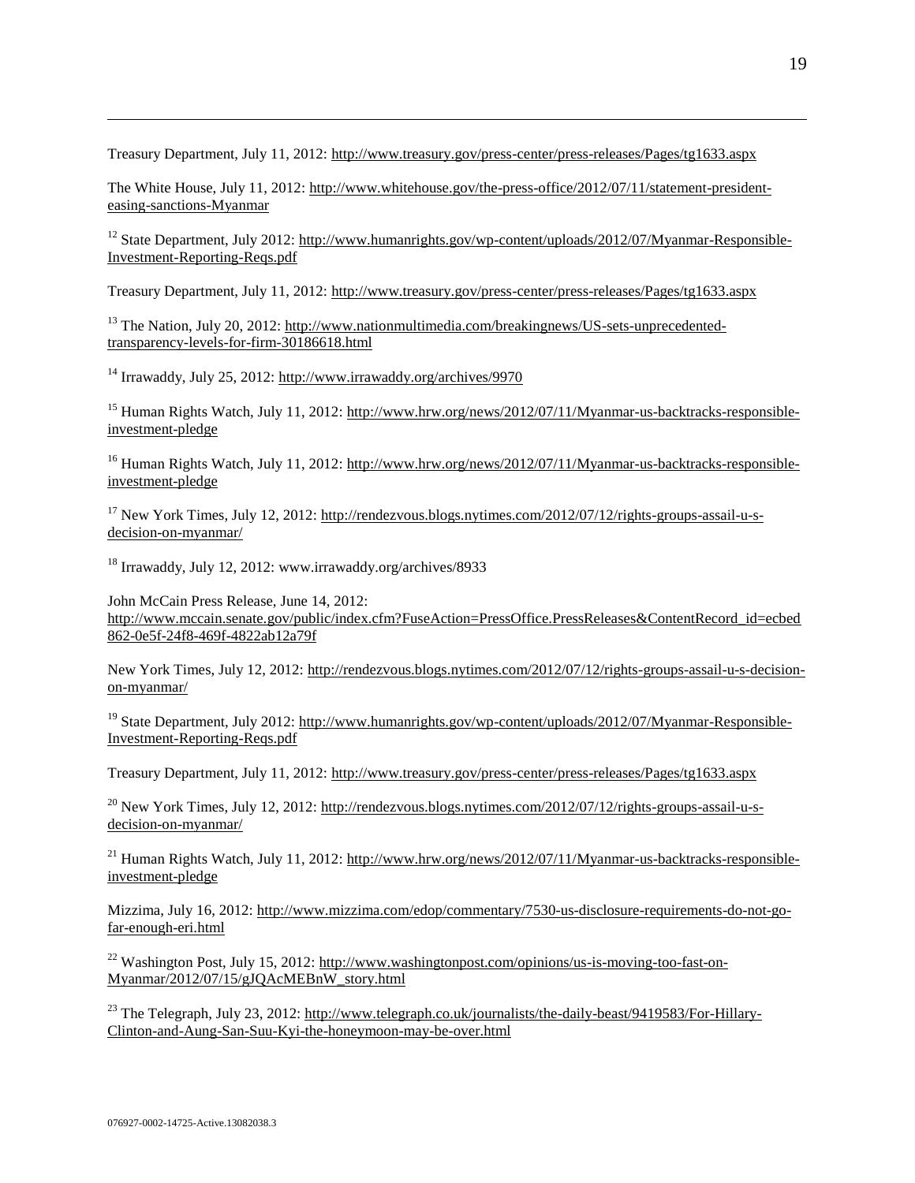Treasury Department, July 11, 2012: http://www.treasury.gov/press-center/press-releases/Pages/tg1633.aspx

The White House, July 11, 2012: http://www.whitehouse.gov/the-press-office/2012/07/11/statement-president-easing-sanctions-Myanmar

[12] State Department, July 2012: http://www.humanrights.gov/wp-content/uploads/2012/07/Myanmar-Responsible-Investment-Reporting-Reqs.pdf

Treasury Department, July 11, 2012: http://www.treasury.gov/press-center/press-releases/Pages/tg1633.aspx

[13] The Nation, July 20, 2012: http://www.nationmultimedia.com/breakingnews/US-sets-unprecedented-transparency-levels-for-firm-30186618.html

[14] Irrawaddy, July 25, 2012: http://www.irrawaddy.org/archives/9970

[15] Human Rights Watch, July 11, 2012: http://www.hrw.org/news/2012/07/11/Myanmar-us-backtracks-responsible-investment-pledge

[16] Human Rights Watch, July 11, 2012: http://www.hrw.org/news/2012/07/11/Myanmar-us-backtracks-responsible-investment-pledge

[17] New York Times, July 12, 2012: http://rendezvous.blogs.nytimes.com/2012/07/12/rights-groups-assail-u-s-decision-on-myanmar/

[18] Irrawaddy, July 12, 2012: www.irrawaddy.org/archives/8933

John McCain Press Release, June 14, 2012: http://www.mccain.senate.gov/public/index.cfm?FuseAction=PressOffice.PressReleases&ContentRecord_id=ecbed862-0e5f-24f8-469f-4822ab12a79f

New York Times, July 12, 2012: http://rendezvous.blogs.nytimes.com/2012/07/12/rights-groups-assail-u-s-decision-on-myanmar/

[19] State Department, July 2012: http://www.humanrights.gov/wp-content/uploads/2012/07/Myanmar-Responsible-Investment-Reporting-Reqs.pdf

Treasury Department, July 11, 2012: http://www.treasury.gov/press-center/press-releases/Pages/tg1633.aspx

[20] New York Times, July 12, 2012: http://rendezvous.blogs.nytimes.com/2012/07/12/rights-groups-assail-u-s-decision-on-myanmar/

[21] Human Rights Watch, July 11, 2012: http://www.hrw.org/news/2012/07/11/Myanmar-us-backtracks-responsible-investment-pledge

Mizzima, July 16, 2012: http://www.mizzima.com/edop/commentary/7530-us-disclosure-requirements-do-not-go-far-enough-eri.html

[22] Washington Post, July 15, 2012: http://www.washingtonpost.com/opinions/us-is-moving-too-fast-on-Myanmar/2012/07/15/gJQAcMEBnW_story.html

[23] The Telegraph, July 23, 2012: http://www.telegraph.co.uk/journalists/the-daily-beast/9419583/For-Hillary-Clinton-and-Aung-San-Suu-Kyi-the-honeymoon-may-be-over.html

076927-0002-14725-Active.13082038.3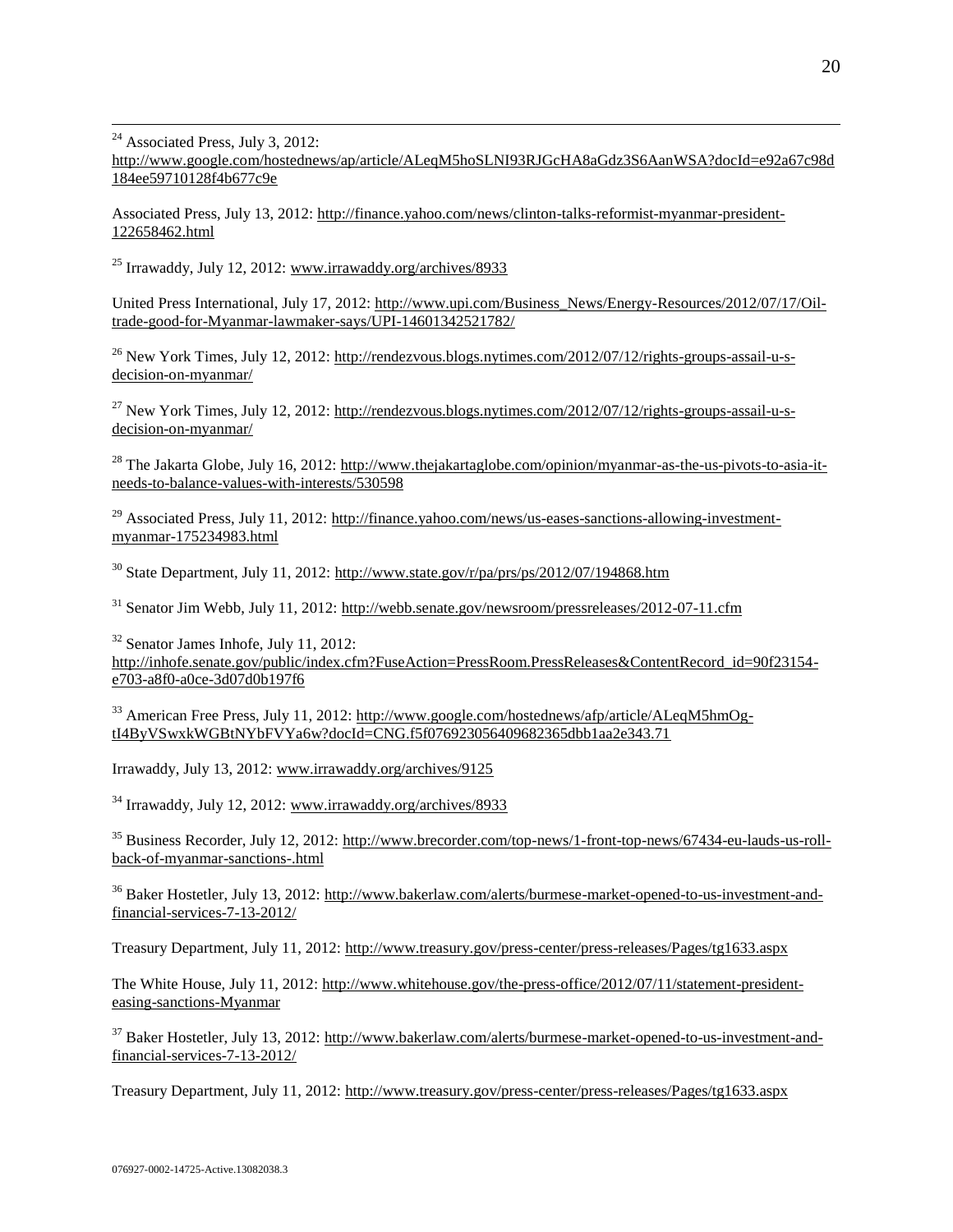[24] Associated Press, July 3, 2012: http://www.google.com/hostednews/ap/article/ALeqM5hoSLNI93RJGcHA8aGdz3S6AanWSA?docId=e92a67c98d184ee59710128f4b677c9e

Associated Press, July 13, 2012: http://finance.yahoo.com/news/clinton-talks-reformist-myanmar-president-122658462.html

[25] Irrawaddy, July 12, 2012: www.irrawaddy.org/archives/8933

United Press International, July 17, 2012: http://www.upi.com/Business_News/Energy-Resources/2012/07/17/Oil-trade-good-for-Myanmar-lawmaker-says/UPI-14601342521782/

[26] New York Times, July 12, 2012: http://rendezvous.blogs.nytimes.com/2012/07/12/rights-groups-assail-u-s-decision-on-myanmar/

[27] New York Times, July 12, 2012: http://rendezvous.blogs.nytimes.com/2012/07/12/rights-groups-assail-u-s-decision-on-myanmar/

[28] The Jakarta Globe, July 16, 2012: http://www.thejakartaglobe.com/opinion/myanmar-as-the-us-pivots-to-asia-it-needs-to-balance-values-with-interests/530598

[29] Associated Press, July 11, 2012: http://finance.yahoo.com/news/us-eases-sanctions-allowing-investment-myanmar-175234983.html

[30] State Department, July 11, 2012: http://www.state.gov/r/pa/prs/ps/2012/07/194868.htm

[31] Senator Jim Webb, July 11, 2012: http://webb.senate.gov/newsroom/pressreleases/2012-07-11.cfm

[32] Senator James Inhofe, July 11, 2012: http://inhofe.senate.gov/public/index.cfm?FuseAction=PressRoom.PressReleases&ContentRecord_id=90f23154-e703-a8f0-a0ce-3d07d0b197f6

[33] American Free Press, July 11, 2012: http://www.google.com/hostednews/afp/article/ALeqM5hmOg-tI4ByVSwxkWGBtNYbFVYa6w?docId=CNG.f5f076923056409682365dbb1aa2e343.71

Irrawaddy, July 13, 2012: www.irrawaddy.org/archives/9125

[34] Irrawaddy, July 12, 2012: www.irrawaddy.org/archives/8933

[35] Business Recorder, July 12, 2012: http://www.brecorder.com/top-news/1-front-top-news/67434-eu-lauds-us-roll-back-of-myanmar-sanctions-.html

[36] Baker Hostetler, July 13, 2012: http://www.bakerlaw.com/alerts/burmese-market-opened-to-us-investment-and-financial-services-7-13-2012/

Treasury Department, July 11, 2012: http://www.treasury.gov/press-center/press-releases/Pages/tg1633.aspx

The White House, July 11, 2012: http://www.whitehouse.gov/the-press-office/2012/07/11/statement-president-easing-sanctions-Myanmar

[37] Baker Hostetler, July 13, 2012: http://www.bakerlaw.com/alerts/burmese-market-opened-to-us-investment-and-financial-services-7-13-2012/

Treasury Department, July 11, 2012: http://www.treasury.gov/press-center/press-releases/Pages/tg1633.aspx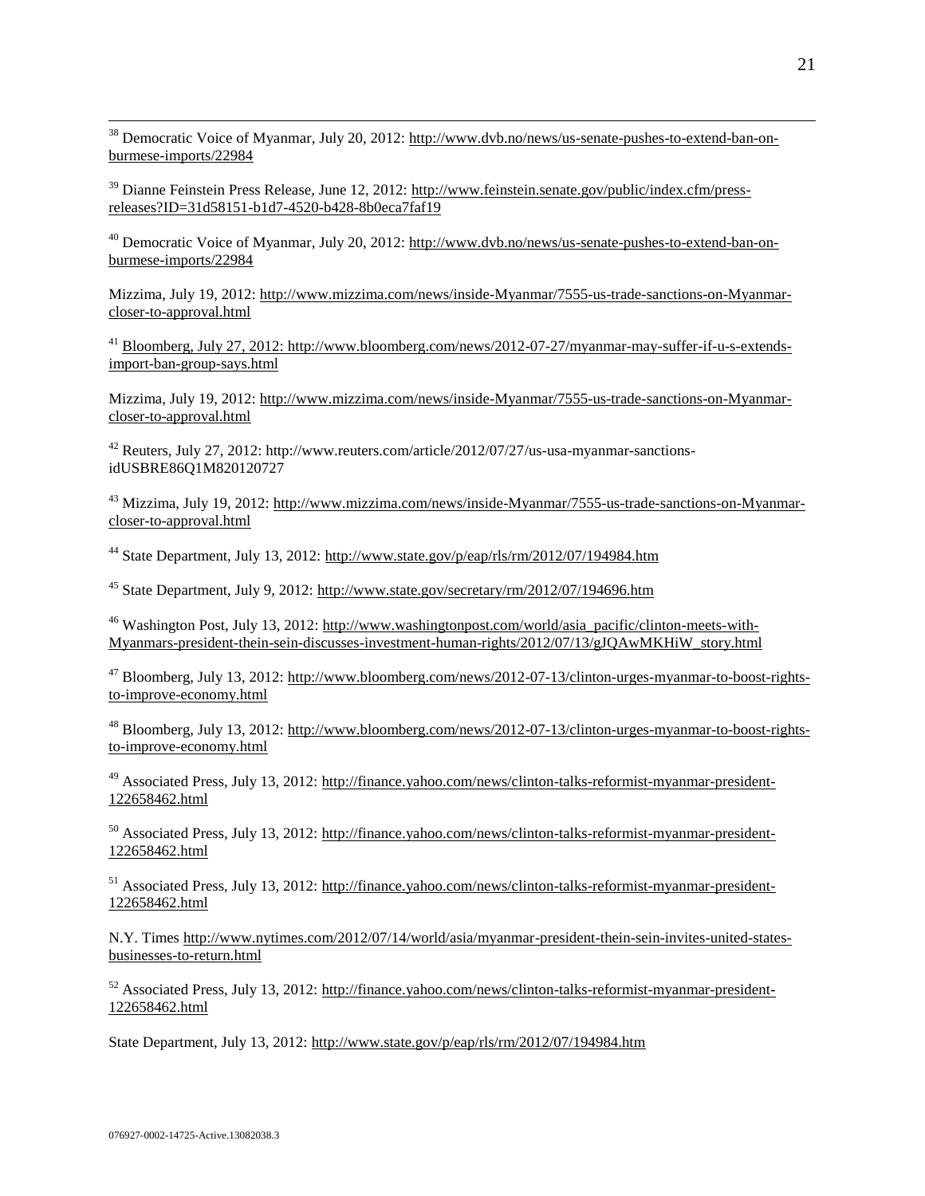[38] Democratic Voice of Myanmar, July 20, 2012: http://www.dvb.no/news/us-senate-pushes-to-extend-ban-on-burmese-imports/22984

[39] Dianne Feinstein Press Release, June 12, 2012: http://www.feinstein.senate.gov/public/index.cfm/press-releases?ID=31d58151-b1d7-4520-b428-8b0eca7faf19

[40] Democratic Voice of Myanmar, July 20, 2012: http://www.dvb.no/news/us-senate-pushes-to-extend-ban-on-burmese-imports/22984

Mizzima, July 19, 2012: http://www.mizzima.com/news/inside-Myanmar/7555-us-trade-sanctions-on-Myanmar-closer-to-approval.html

[41] Bloomberg, July 27, 2012: http://www.bloomberg.com/news/2012-07-27/myanmar-may-suffer-if-u-s-extends-import-ban-group-says.html

Mizzima, July 19, 2012: http://www.mizzima.com/news/inside-Myanmar/7555-us-trade-sanctions-on-Myanmar-closer-to-approval.html

[42] Reuters, July 27, 2012: http://www.reuters.com/article/2012/07/27/us-usa-myanmar-sanctions-idUSBRE86Q1M820120727

[43] Mizzima, July 19, 2012: http://www.mizzima.com/news/inside-Myanmar/7555-us-trade-sanctions-on-Myanmar-closer-to-approval.html

[44] State Department, July 13, 2012: http://www.state.gov/p/eap/rls/rm/2012/07/194984.htm

[45] State Department, July 9, 2012: http://www.state.gov/secretary/rm/2012/07/194696.htm

[46] Washington Post, July 13, 2012: http://www.washingtonpost.com/world/asia_pacific/clinton-meets-with-Myanmars-president-thein-sein-discusses-investment-human-rights/2012/07/13/gJQAwMKHiW_story.html

[47] Bloomberg, July 13, 2012: http://www.bloomberg.com/news/2012-07-13/clinton-urges-myanmar-to-boost-rights-to-improve-economy.html

[48] Bloomberg, July 13, 2012: http://www.bloomberg.com/news/2012-07-13/clinton-urges-myanmar-to-boost-rights-to-improve-economy.html

[49] Associated Press, July 13, 2012: http://finance.yahoo.com/news/clinton-talks-reformist-myanmar-president-122658462.html

[50] Associated Press, July 13, 2012: http://finance.yahoo.com/news/clinton-talks-reformist-myanmar-president-122658462.html

[51] Associated Press, July 13, 2012: http://finance.yahoo.com/news/clinton-talks-reformist-myanmar-president-122658462.html

N.Y. Times http://www.nytimes.com/2012/07/14/world/asia/myanmar-president-thein-sein-invites-united-states-businesses-to-return.html

[52] Associated Press, July 13, 2012: http://finance.yahoo.com/news/clinton-talks-reformist-myanmar-president-122658462.html

State Department, July 13, 2012: http://www.state.gov/p/eap/rls/rm/2012/07/194984.htm

076927-0002-14725-Active.13082038.3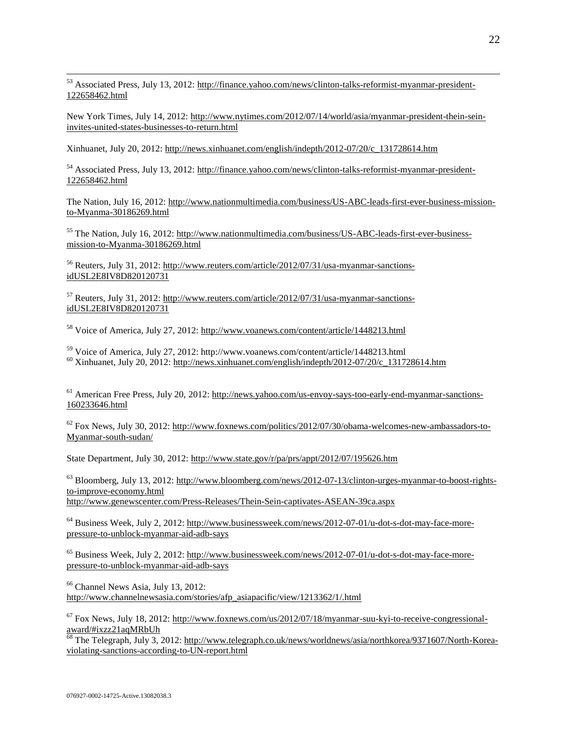[53] Associated Press, July 13, 2012: http://finance.yahoo.com/news/clinton-talks-reformist-myanmar-president-122658462.html

New York Times, July 14, 2012: http://www.nytimes.com/2012/07/14/world/asia/myanmar-president-thein-sein-invites-united-states-businesses-to-return.html

Xinhuanet, July 20, 2012: http://news.xinhuanet.com/english/indepth/2012-07/20/c_131728614.htm

[54] Associated Press, July 13, 2012: http://finance.yahoo.com/news/clinton-talks-reformist-myanmar-president-122658462.html

The Nation, July 16, 2012: http://www.nationmultimedia.com/business/US-ABC-leads-first-ever-business-mission-to-Myanma-30186269.html

[55] The Nation, July 16, 2012: http://www.nationmultimedia.com/business/US-ABC-leads-first-ever-business-mission-to-Myanma-30186269.html

[56] Reuters, July 31, 2012: http://www.reuters.com/article/2012/07/31/usa-myanmar-sanctions-idUSL2E8IV8D820120731

[57] Reuters, July 31, 2012: http://www.reuters.com/article/2012/07/31/usa-myanmar-sanctions-idUSL2E8IV8D820120731

[58] Voice of America, July 27, 2012: http://www.voanews.com/content/article/1448213.html

[59] Voice of America, July 27, 2012: http://www.voanews.com/content/article/1448213.html

[60] Xinhuanet, July 20, 2012: http://news.xinhuanet.com/english/indepth/2012-07/20/c_131728614.htm

[61] American Free Press, July 20, 2012: http://news.yahoo.com/us-envoy-says-too-early-end-myanmar-sanctions-160233646.html

[62] Fox News, July 30, 2012: http://www.foxnews.com/politics/2012/07/30/obama-welcomes-new-ambassadors-to-Myanmar-south-sudan/

State Department, July 30, 2012: http://www.state.gov/r/pa/prs/appt/2012/07/195626.htm

[63] Bloomberg, July 13, 2012: http://www.bloomberg.com/news/2012-07-13/clinton-urges-myanmar-to-boost-rights-to-improve-economy.html
http://www.genewscenter.com/Press-Releases/Thein-Sein-captivates-ASEAN-39ca.aspx

[64] Business Week, July 2, 2012: http://www.businessweek.com/news/2012-07-01/u-dot-s-dot-may-face-more-pressure-to-unblock-myanmar-aid-adb-says

[65] Business Week, July 2, 2012: http://www.businessweek.com/news/2012-07-01/u-dot-s-dot-may-face-more-pressure-to-unblock-myanmar-aid-adb-says

[66] Channel News Asia, July 13, 2012:
http://www.channelnewsasia.com/stories/afp_asiapacific/view/1213362/1/.html

[67] Fox News, July 18, 2012: http://www.foxnews.com/us/2012/07/18/myanmar-suu-kyi-to-receive-congressional-award/#ixzz21aqMRbUh

[68] The Telegraph, July 3, 2012: http://www.telegraph.co.uk/news/worldnews/asia/northkorea/9371607/North-Korea-violating-sanctions-according-to-UN-report.html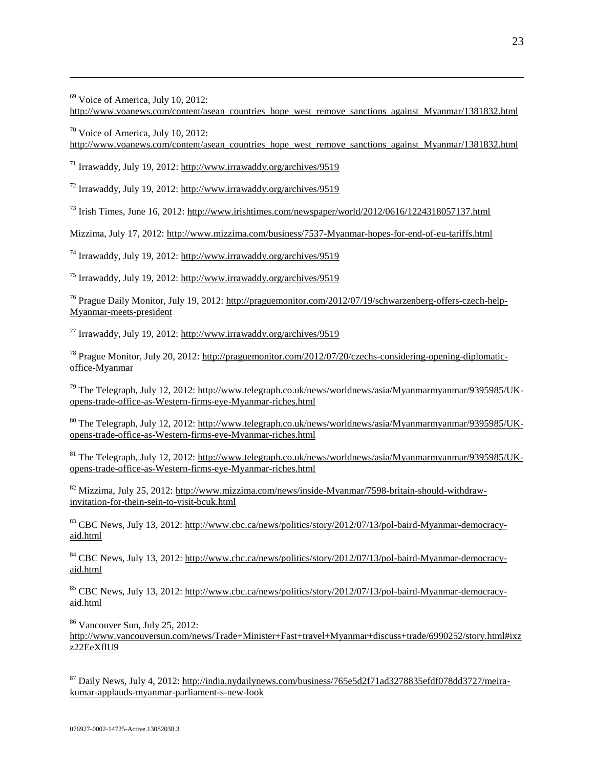[69] Voice of America, July 10, 2012: http://www.voanews.com/content/asean_countries_hope_west_remove_sanctions_against_Myanmar/1381832.html

[70] Voice of America, July 10, 2012: http://www.voanews.com/content/asean_countries_hope_west_remove_sanctions_against_Myanmar/1381832.html

[71] Irrawaddy, July 19, 2012: http://www.irrawaddy.org/archives/9519

[72] Irrawaddy, July 19, 2012: http://www.irrawaddy.org/archives/9519

[73] Irish Times, June 16, 2012: http://www.irishtimes.com/newspaper/world/2012/0616/1224318057137.html

Mizzima, July 17, 2012: http://www.mizzima.com/business/7537-Myanmar-hopes-for-end-of-eu-tariffs.html

[74] Irrawaddy, July 19, 2012: http://www.irrawaddy.org/archives/9519

[75] Irrawaddy, July 19, 2012: http://www.irrawaddy.org/archives/9519

[76] Prague Daily Monitor, July 19, 2012: http://praguemonitor.com/2012/07/19/schwarzenberg-offers-czech-help-Myanmar-meets-president

[77] Irrawaddy, July 19, 2012: http://www.irrawaddy.org/archives/9519

[78] Prague Monitor, July 20, 2012: http://praguemonitor.com/2012/07/20/czechs-considering-opening-diplomatic-office-Myanmar

[79] The Telegraph, July 12, 2012: http://www.telegraph.co.uk/news/worldnews/asia/Myanmarmyanmar/9395985/UK-opens-trade-office-as-Western-firms-eye-Myanmar-riches.html

[80] The Telegraph, July 12, 2012: http://www.telegraph.co.uk/news/worldnews/asia/Myanmarmyanmar/9395985/UK-opens-trade-office-as-Western-firms-eye-Myanmar-riches.html

[81] The Telegraph, July 12, 2012: http://www.telegraph.co.uk/news/worldnews/asia/Myanmarmyanmar/9395985/UK-opens-trade-office-as-Western-firms-eye-Myanmar-riches.html

[82] Mizzima, July 25, 2012: http://www.mizzima.com/news/inside-Myanmar/7598-britain-should-withdraw-invitation-for-thein-sein-to-visit-bcuk.html

[83] CBC News, July 13, 2012: http://www.cbc.ca/news/politics/story/2012/07/13/pol-baird-Myanmar-democracy-aid.html

[84] CBC News, July 13, 2012: http://www.cbc.ca/news/politics/story/2012/07/13/pol-baird-Myanmar-democracy-aid.html

[85] CBC News, July 13, 2012: http://www.cbc.ca/news/politics/story/2012/07/13/pol-baird-Myanmar-democracy-aid.html

[86] Vancouver Sun, July 25, 2012: http://www.vancouversun.com/news/Trade+Minister+Fast+travel+Myanmar+discuss+trade/6990252/story.html#ixzz22EeXflU9

[87] Daily News, July 4, 2012: http://india.nydailynews.com/business/765e5d2f71ad3278835efdf078dd3727/meira-kumar-applauds-myanmar-parliament-s-new-look

076927-0002-14725-Active.13082038.3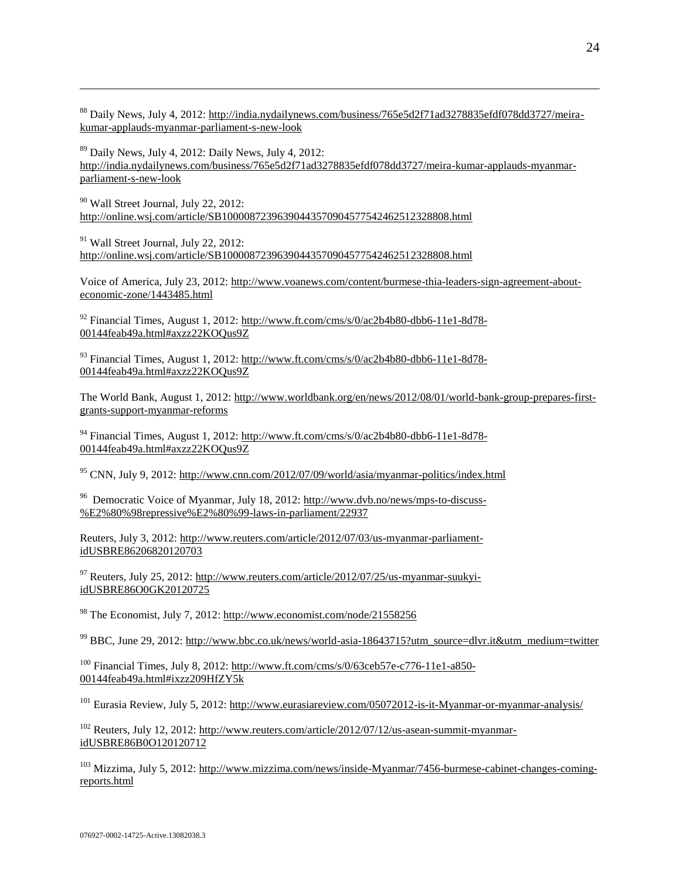[88] Daily News, July 4, 2012: http://india.nydailynews.com/business/765e5d2f71ad3278835efdf078dd3727/meira-kumar-applauds-myanmar-parliament-s-new-look

[89] Daily News, July 4, 2012: Daily News, July 4, 2012: http://india.nydailynews.com/business/765e5d2f71ad3278835efdf078dd3727/meira-kumar-applauds-myanmar-parliament-s-new-look

[90] Wall Street Journal, July 22, 2012: http://online.wsj.com/article/SB10000872396390443570904577542462512328808.html

[91] Wall Street Journal, July 22, 2012: http://online.wsj.com/article/SB10000872396390443570904577542462512328808.html

Voice of America, July 23, 2012: http://www.voanews.com/content/burmese-thia-leaders-sign-agreement-about-economic-zone/1443485.html

[92] Financial Times, August 1, 2012: http://www.ft.com/cms/s/0/ac2b4b80-dbb6-11e1-8d78-00144feab49a.html#axzz22KOQus9Z

[93] Financial Times, August 1, 2012: http://www.ft.com/cms/s/0/ac2b4b80-dbb6-11e1-8d78-00144feab49a.html#axzz22KOQus9Z

The World Bank, August 1, 2012: http://www.worldbank.org/en/news/2012/08/01/world-bank-group-prepares-first-grants-support-myanmar-reforms

[94] Financial Times, August 1, 2012: http://www.ft.com/cms/s/0/ac2b4b80-dbb6-11e1-8d78-00144feab49a.html#axzz22KOQus9Z

[95] CNN, July 9, 2012: http://www.cnn.com/2012/07/09/world/asia/myanmar-politics/index.html

[96] Democratic Voice of Myanmar, July 18, 2012: http://www.dvb.no/news/mps-to-discuss-%E2%80%98repressive%E2%80%99-laws-in-parliament/22937

Reuters, July 3, 2012: http://www.reuters.com/article/2012/07/03/us-myanmar-parliament-idUSBRE86206820120703

[97] Reuters, July 25, 2012: http://www.reuters.com/article/2012/07/25/us-myanmar-suukyi-idUSBRE86O0GK20120725

[98] The Economist, July 7, 2012: http://www.economist.com/node/21558256

[99] BBC, June 29, 2012: http://www.bbc.co.uk/news/world-asia-18643715?utm_source=dlvr.it&utm_medium=twitter

[100] Financial Times, July 8, 2012: http://www.ft.com/cms/s/0/63ceb57e-c776-11e1-a850-00144feab49a.html#ixzz209HfZY5k

[101] Eurasia Review, July 5, 2012: http://www.eurasiareview.com/05072012-is-it-Myanmar-or-myanmar-analysis/

[102] Reuters, July 12, 2012: http://www.reuters.com/article/2012/07/12/us-asean-summit-myanmar-idUSBRE86B0O120120712

[103] Mizzima, July 5, 2012: http://www.mizzima.com/news/inside-Myanmar/7456-burmese-cabinet-changes-coming-reports.html

076927-0002-14725-Active.13082038.3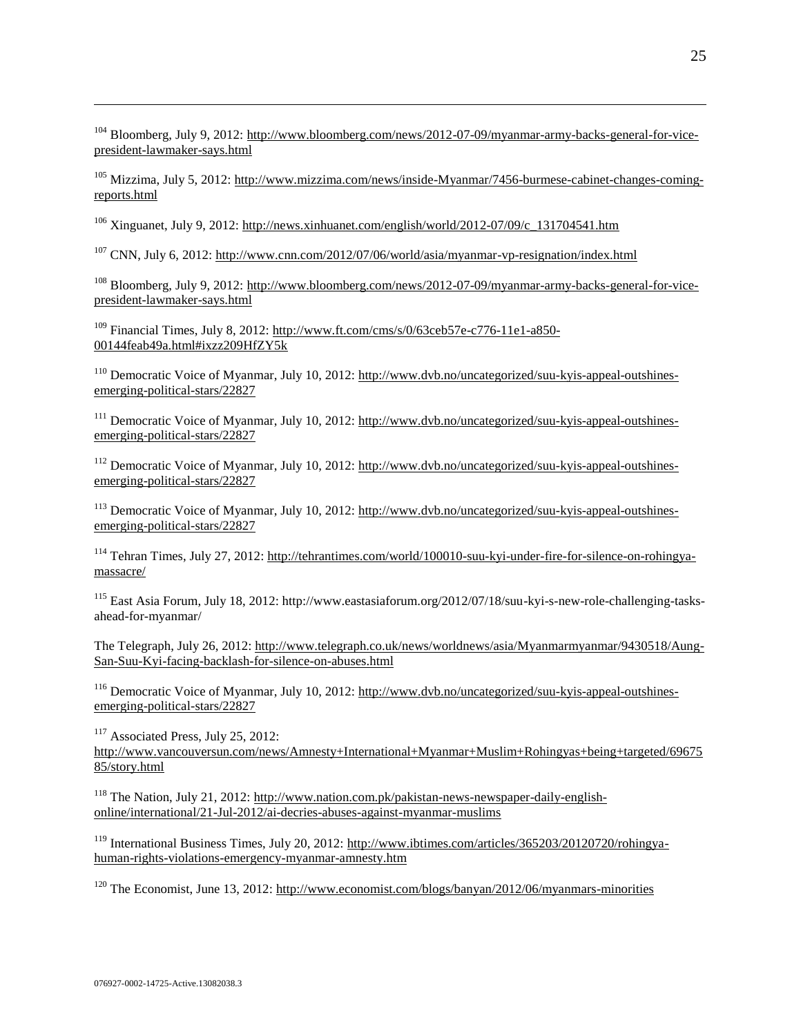[104] Bloomberg, July 9, 2012: http://www.bloomberg.com/news/2012-07-09/myanmar-army-backs-general-for-vice-president-lawmaker-says.html

[105] Mizzima, July 5, 2012: http://www.mizzima.com/news/inside-Myanmar/7456-burmese-cabinet-changes-coming-reports.html

[106] Xinguanet, July 9, 2012: http://news.xinhuanet.com/english/world/2012-07/09/c_131704541.htm

[107] CNN, July 6, 2012: http://www.cnn.com/2012/07/06/world/asia/myanmar-vp-resignation/index.html

[108] Bloomberg, July 9, 2012: http://www.bloomberg.com/news/2012-07-09/myanmar-army-backs-general-for-vice-president-lawmaker-says.html

[109] Financial Times, July 8, 2012: http://www.ft.com/cms/s/0/63ceb57e-c776-11e1-a850-00144feab49a.html#ixzz209HfZY5k

[110] Democratic Voice of Myanmar, July 10, 2012: http://www.dvb.no/uncategorized/suu-kyis-appeal-outshines-emerging-political-stars/22827

[111] Democratic Voice of Myanmar, July 10, 2012: http://www.dvb.no/uncategorized/suu-kyis-appeal-outshines-emerging-political-stars/22827

[112] Democratic Voice of Myanmar, July 10, 2012: http://www.dvb.no/uncategorized/suu-kyis-appeal-outshines-emerging-political-stars/22827

[113] Democratic Voice of Myanmar, July 10, 2012: http://www.dvb.no/uncategorized/suu-kyis-appeal-outshines-emerging-political-stars/22827

[114] Tehran Times, July 27, 2012: http://tehrantimes.com/world/100010-suu-kyi-under-fire-for-silence-on-rohingya-massacre/

[115] East Asia Forum, July 18, 2012: http://www.eastasiaforum.org/2012/07/18/suu-kyi-s-new-role-challenging-tasks-ahead-for-myanmar/

The Telegraph, July 26, 2012: http://www.telegraph.co.uk/news/worldnews/asia/Myanmarmyanmar/9430518/Aung-San-Suu-Kyi-facing-backlash-for-silence-on-abuses.html

[116] Democratic Voice of Myanmar, July 10, 2012: http://www.dvb.no/uncategorized/suu-kyis-appeal-outshines-emerging-political-stars/22827

[117] Associated Press, July 25, 2012: http://www.vancouversun.com/news/Amnesty+International+Myanmar+Muslim+Rohingyas+being+targeted/6967585/story.html

[118] The Nation, July 21, 2012: http://www.nation.com.pk/pakistan-news-newspaper-daily-english-online/international/21-Jul-2012/ai-decries-abuses-against-myanmar-muslims

[119] International Business Times, July 20, 2012: http://www.ibtimes.com/articles/365203/20120720/rohingya-human-rights-violations-emergency-myanmar-amnesty.htm

[120] The Economist, June 13, 2012: http://www.economist.com/blogs/banyan/2012/06/myanmars-minorities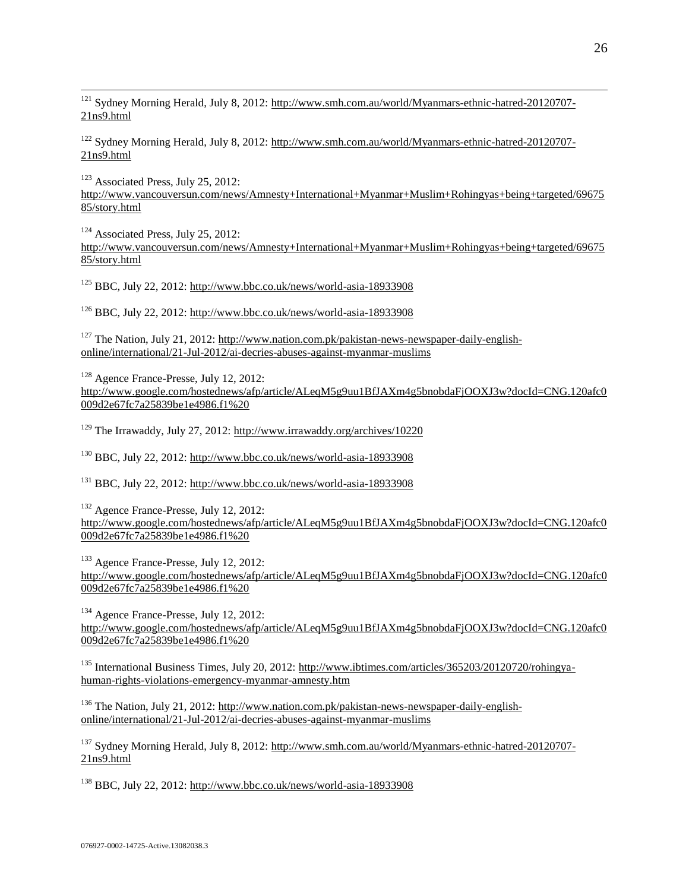[121] Sydney Morning Herald, July 8, 2012: http://www.smh.com.au/world/Myanmars-ethnic-hatred-20120707-21ns9.html

[122] Sydney Morning Herald, July 8, 2012: http://www.smh.com.au/world/Myanmars-ethnic-hatred-20120707-21ns9.html

[123] Associated Press, July 25, 2012: http://www.vancouversun.com/news/Amnesty+International+Myanmar+Muslim+Rohingyas+being+targeted/6967585/story.html

[124] Associated Press, July 25, 2012: http://www.vancouversun.com/news/Amnesty+International+Myanmar+Muslim+Rohingyas+being+targeted/6967585/story.html

[125] BBC, July 22, 2012: http://www.bbc.co.uk/news/world-asia-18933908

[126] BBC, July 22, 2012: http://www.bbc.co.uk/news/world-asia-18933908

[127] The Nation, July 21, 2012: http://www.nation.com.pk/pakistan-news-newspaper-daily-english-online/international/21-Jul-2012/ai-decries-abuses-against-myanmar-muslims

[128] Agence France-Presse, July 12, 2012: http://www.google.com/hostednews/afp/article/ALeqM5g9uu1BfJAXm4g5bnobdaFjOOXJ3w?docId=CNG.120afc0009d2e67fc7a25839be1e4986.f1%20

[129] The Irrawaddy, July 27, 2012: http://www.irrawaddy.org/archives/10220

[130] BBC, July 22, 2012: http://www.bbc.co.uk/news/world-asia-18933908

[131] BBC, July 22, 2012: http://www.bbc.co.uk/news/world-asia-18933908

[132] Agence France-Presse, July 12, 2012: http://www.google.com/hostednews/afp/article/ALeqM5g9uu1BfJAXm4g5bnobdaFjOOXJ3w?docId=CNG.120afc0009d2e67fc7a25839be1e4986.f1%20

[133] Agence France-Presse, July 12, 2012: http://www.google.com/hostednews/afp/article/ALeqM5g9uu1BfJAXm4g5bnobdaFjOOXJ3w?docId=CNG.120afc0009d2e67fc7a25839be1e4986.f1%20

[134] Agence France-Presse, July 12, 2012: http://www.google.com/hostednews/afp/article/ALeqM5g9uu1BfJAXm4g5bnobdaFjOOXJ3w?docId=CNG.120afc0009d2e67fc7a25839be1e4986.f1%20

[135] International Business Times, July 20, 2012: http://www.ibtimes.com/articles/365203/20120720/rohingya-human-rights-violations-emergency-myanmar-amnesty.htm

[136] The Nation, July 21, 2012: http://www.nation.com.pk/pakistan-news-newspaper-daily-english-online/international/21-Jul-2012/ai-decries-abuses-against-myanmar-muslims

[137] Sydney Morning Herald, July 8, 2012: http://www.smh.com.au/world/Myanmars-ethnic-hatred-20120707-21ns9.html

[138] BBC, July 22, 2012: http://www.bbc.co.uk/news/world-asia-18933908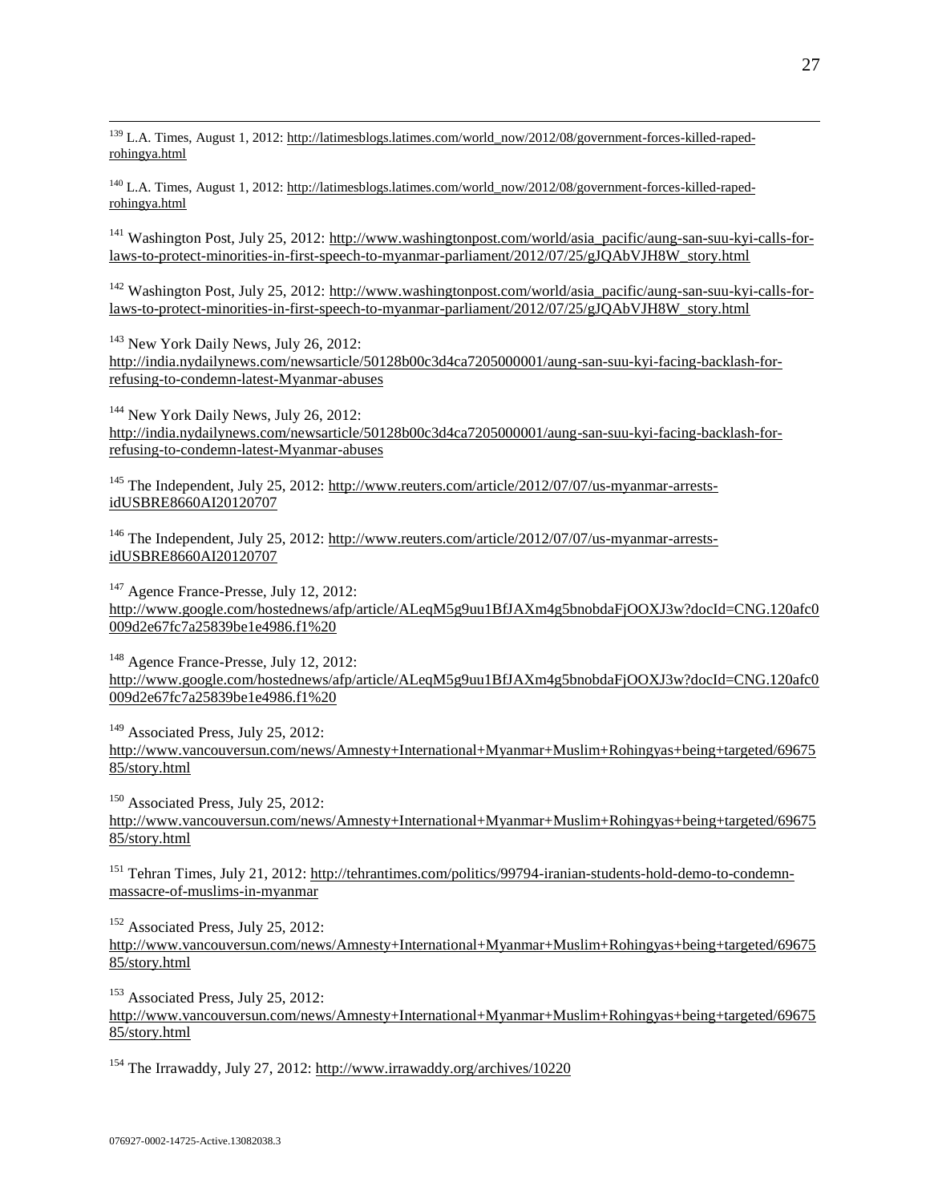[139] L.A. Times, August 1, 2012: http://latimesblogs.latimes.com/world_now/2012/08/government-forces-killed-raped-rohingya.html

[140] L.A. Times, August 1, 2012: http://latimesblogs.latimes.com/world_now/2012/08/government-forces-killed-raped-rohingya.html

[141] Washington Post, July 25, 2012: http://www.washingtonpost.com/world/asia_pacific/aung-san-suu-kyi-calls-for-laws-to-protect-minorities-in-first-speech-to-myanmar-parliament/2012/07/25/gJQAbVJH8W_story.html

[142] Washington Post, July 25, 2012: http://www.washingtonpost.com/world/asia_pacific/aung-san-suu-kyi-calls-for-laws-to-protect-minorities-in-first-speech-to-myanmar-parliament/2012/07/25/gJQAbVJH8W_story.html

[143] New York Daily News, July 26, 2012: http://india.nydailynews.com/newsarticle/50128b00c3d4ca7205000001/aung-san-suu-kyi-facing-backlash-for-refusing-to-condemn-latest-Myanmar-abuses

[144] New York Daily News, July 26, 2012: http://india.nydailynews.com/newsarticle/50128b00c3d4ca7205000001/aung-san-suu-kyi-facing-backlash-for-refusing-to-condemn-latest-Myanmar-abuses

[145] The Independent, July 25, 2012: http://www.reuters.com/article/2012/07/07/us-myanmar-arrests-idUSBRE8660AI20120707

[146] The Independent, July 25, 2012: http://www.reuters.com/article/2012/07/07/us-myanmar-arrests-idUSBRE8660AI20120707

[147] Agence France-Presse, July 12, 2012: http://www.google.com/hostednews/afp/article/ALeqM5g9uu1BfJAXm4g5bnobdaFjOOXJ3w?docId=CNG.120afc0009d2e67fc7a25839be1e4986.f1%20

[148] Agence France-Presse, July 12, 2012: http://www.google.com/hostednews/afp/article/ALeqM5g9uu1BfJAXm4g5bnobdaFjOOXJ3w?docId=CNG.120afc0009d2e67fc7a25839be1e4986.f1%20

[149] Associated Press, July 25, 2012: http://www.vancouversun.com/news/Amnesty+International+Myanmar+Muslim+Rohingyas+being+targeted/6967585/story.html

[150] Associated Press, July 25, 2012: http://www.vancouversun.com/news/Amnesty+International+Myanmar+Muslim+Rohingyas+being+targeted/6967585/story.html

[151] Tehran Times, July 21, 2012: http://tehrantimes.com/politics/99794-iranian-students-hold-demo-to-condemn-massacre-of-muslims-in-myanmar

[152] Associated Press, July 25, 2012: http://www.vancouversun.com/news/Amnesty+International+Myanmar+Muslim+Rohingyas+being+targeted/6967585/story.html

[153] Associated Press, July 25, 2012: http://www.vancouversun.com/news/Amnesty+International+Myanmar+Muslim+Rohingyas+being+targeted/6967585/story.html

[154] The Irrawaddy, July 27, 2012: http://www.irrawaddy.org/archives/10220

076927-0002-14725-Active.13082038.3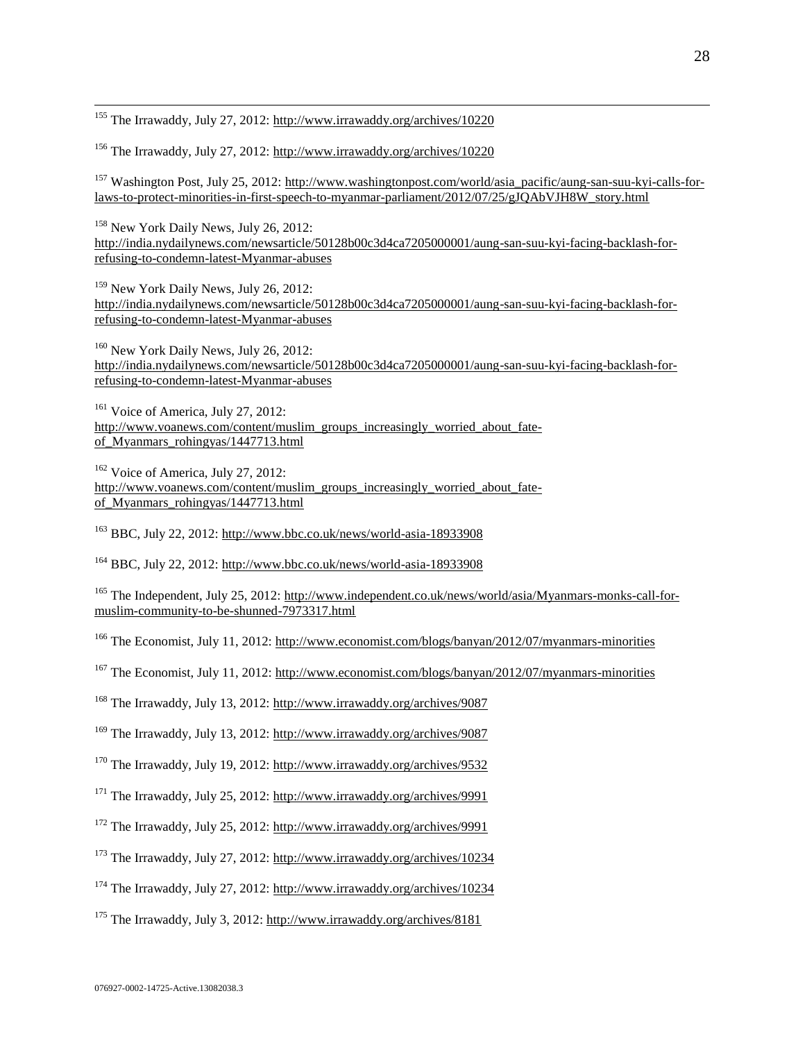[155] The Irrawaddy, July 27, 2012: http://www.irrawaddy.org/archives/10220

[156] The Irrawaddy, July 27, 2012: http://www.irrawaddy.org/archives/10220

[157] Washington Post, July 25, 2012: http://www.washingtonpost.com/world/asia_pacific/aung-san-suu-kyi-calls-for-laws-to-protect-minorities-in-first-speech-to-myanmar-parliament/2012/07/25/gJQAbVJH8W_story.html

[158] New York Daily News, July 26, 2012: http://india.nydailynews.com/newsarticle/50128b00c3d4ca7205000001/aung-san-suu-kyi-facing-backlash-for-refusing-to-condemn-latest-Myanmar-abuses

[159] New York Daily News, July 26, 2012: http://india.nydailynews.com/newsarticle/50128b00c3d4ca7205000001/aung-san-suu-kyi-facing-backlash-for-refusing-to-condemn-latest-Myanmar-abuses

[160] New York Daily News, July 26, 2012: http://india.nydailynews.com/newsarticle/50128b00c3d4ca7205000001/aung-san-suu-kyi-facing-backlash-for-refusing-to-condemn-latest-Myanmar-abuses

[161] Voice of America, July 27, 2012: http://www.voanews.com/content/muslim_groups_increasingly_worried_about_fate-of_Myanmars_rohingyas/1447713.html

[162] Voice of America, July 27, 2012: http://www.voanews.com/content/muslim_groups_increasingly_worried_about_fate-of_Myanmars_rohingyas/1447713.html

[163] BBC, July 22, 2012: http://www.bbc.co.uk/news/world-asia-18933908

[164] BBC, July 22, 2012: http://www.bbc.co.uk/news/world-asia-18933908

[165] The Independent, July 25, 2012: http://www.independent.co.uk/news/world/asia/Myanmars-monks-call-for-muslim-community-to-be-shunned-7973317.html

[166] The Economist, July 11, 2012: http://www.economist.com/blogs/banyan/2012/07/myanmars-minorities

[167] The Economist, July 11, 2012: http://www.economist.com/blogs/banyan/2012/07/myanmars-minorities

[168] The Irrawaddy, July 13, 2012: http://www.irrawaddy.org/archives/9087

[169] The Irrawaddy, July 13, 2012: http://www.irrawaddy.org/archives/9087

[170] The Irrawaddy, July 19, 2012: http://www.irrawaddy.org/archives/9532

[171] The Irrawaddy, July 25, 2012: http://www.irrawaddy.org/archives/9991

[172] The Irrawaddy, July 25, 2012: http://www.irrawaddy.org/archives/9991

[173] The Irrawaddy, July 27, 2012: http://www.irrawaddy.org/archives/10234

[174] The Irrawaddy, July 27, 2012: http://www.irrawaddy.org/archives/10234

[175] The Irrawaddy, July 3, 2012: http://www.irrawaddy.org/archives/8181

076927-0002-14725-Active.13082038.3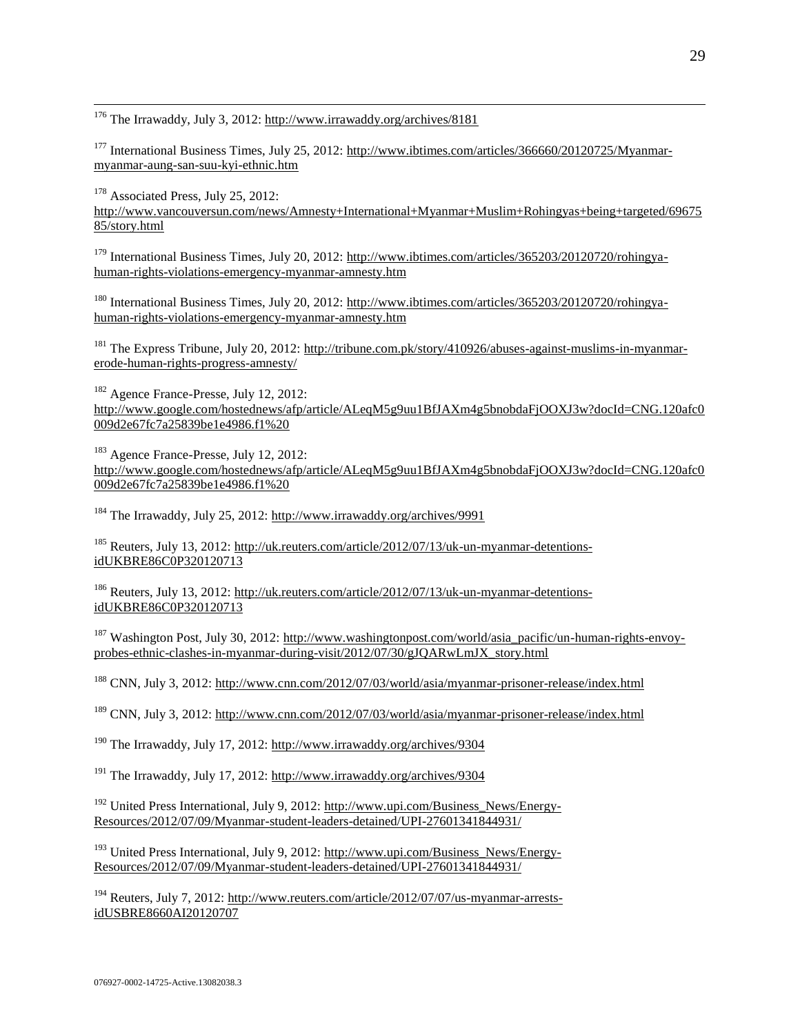[176] The Irrawaddy, July 3, 2012: http://www.irrawaddy.org/archives/8181

[177] International Business Times, July 25, 2012: http://www.ibtimes.com/articles/366660/20120725/Myanmar-myanmar-aung-san-suu-kyi-ethnic.htm

[178] Associated Press, July 25, 2012: http://www.vancouversun.com/news/Amnesty+International+Myanmar+Muslim+Rohingyas+being+targeted/6967585/story.html

[179] International Business Times, July 20, 2012: http://www.ibtimes.com/articles/365203/20120720/rohingya-human-rights-violations-emergency-myanmar-amnesty.htm

[180] International Business Times, July 20, 2012: http://www.ibtimes.com/articles/365203/20120720/rohingya-human-rights-violations-emergency-myanmar-amnesty.htm

[181] The Express Tribune, July 20, 2012: http://tribune.com.pk/story/410926/abuses-against-muslims-in-myanmar-erode-human-rights-progress-amnesty/

[182] Agence France-Presse, July 12, 2012: http://www.google.com/hostednews/afp/article/ALeqM5g9uu1BfJAXm4g5bnobdaFjOOXJ3w?docId=CNG.120afc0009d2e67fc7a25839be1e4986.f1%20

[183] Agence France-Presse, July 12, 2012: http://www.google.com/hostednews/afp/article/ALeqM5g9uu1BfJAXm4g5bnobdaFjOOXJ3w?docId=CNG.120afc0009d2e67fc7a25839be1e4986.f1%20

[184] The Irrawaddy, July 25, 2012: http://www.irrawaddy.org/archives/9991

[185] Reuters, July 13, 2012: http://uk.reuters.com/article/2012/07/13/uk-un-myanmar-detentions-idUKBRE86C0P320120713

[186] Reuters, July 13, 2012: http://uk.reuters.com/article/2012/07/13/uk-un-myanmar-detentions-idUKBRE86C0P320120713

[187] Washington Post, July 30, 2012: http://www.washingtonpost.com/world/asia_pacific/un-human-rights-envoy-probes-ethnic-clashes-in-myanmar-during-visit/2012/07/30/gJQARwLmJX_story.html

[188] CNN, July 3, 2012: http://www.cnn.com/2012/07/03/world/asia/myanmar-prisoner-release/index.html

[189] CNN, July 3, 2012: http://www.cnn.com/2012/07/03/world/asia/myanmar-prisoner-release/index.html

[190] The Irrawaddy, July 17, 2012: http://www.irrawaddy.org/archives/9304

[191] The Irrawaddy, July 17, 2012: http://www.irrawaddy.org/archives/9304

[192] United Press International, July 9, 2012: http://www.upi.com/Business_News/Energy-Resources/2012/07/09/Myanmar-student-leaders-detained/UPI-27601341844931/

[193] United Press International, July 9, 2012: http://www.upi.com/Business_News/Energy-Resources/2012/07/09/Myanmar-student-leaders-detained/UPI-27601341844931/

[194] Reuters, July 7, 2012: http://www.reuters.com/article/2012/07/07/us-myanmar-arrests-idUSBRE8660AI20120707

076927-0002-14725-Active.13082038.3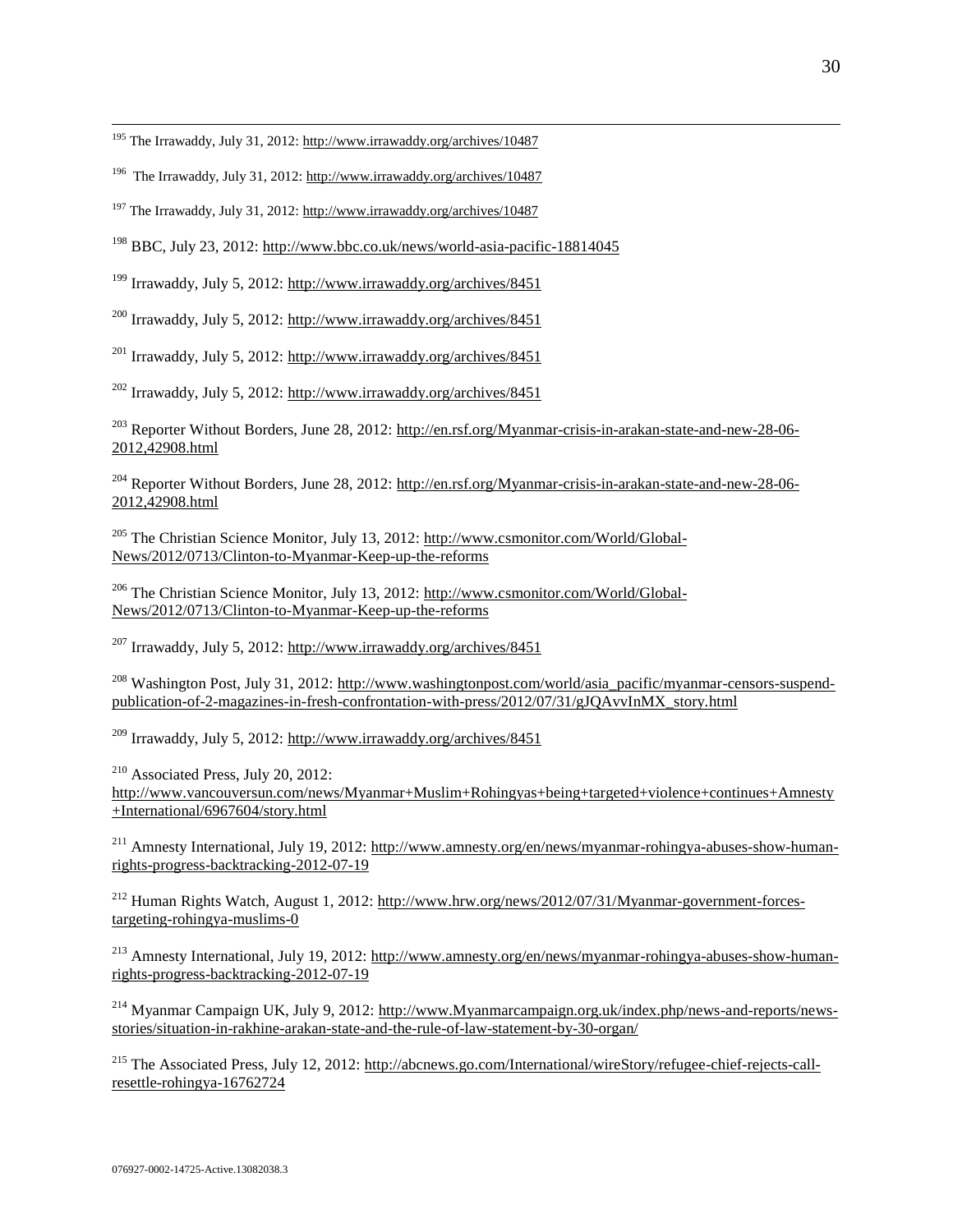[195] The Irrawaddy, July 31, 2012: http://www.irrawaddy.org/archives/10487

[196] The Irrawaddy, July 31, 2012: http://www.irrawaddy.org/archives/10487

[197] The Irrawaddy, July 31, 2012: http://www.irrawaddy.org/archives/10487

[198] BBC, July 23, 2012: http://www.bbc.co.uk/news/world-asia-pacific-18814045

[199] Irrawaddy, July 5, 2012: http://www.irrawaddy.org/archives/8451

[200] Irrawaddy, July 5, 2012: http://www.irrawaddy.org/archives/8451

[201] Irrawaddy, July 5, 2012: http://www.irrawaddy.org/archives/8451

[202] Irrawaddy, July 5, 2012: http://www.irrawaddy.org/archives/8451

[203] Reporter Without Borders, June 28, 2012: http://en.rsf.org/Myanmar-crisis-in-arakan-state-and-new-28-06-2012,42908.html

[204] Reporter Without Borders, June 28, 2012: http://en.rsf.org/Myanmar-crisis-in-arakan-state-and-new-28-06-2012,42908.html

[205] The Christian Science Monitor, July 13, 2012: http://www.csmonitor.com/World/Global-News/2012/0713/Clinton-to-Myanmar-Keep-up-the-reforms

[206] The Christian Science Monitor, July 13, 2012: http://www.csmonitor.com/World/Global-News/2012/0713/Clinton-to-Myanmar-Keep-up-the-reforms

[207] Irrawaddy, July 5, 2012: http://www.irrawaddy.org/archives/8451

[208] Washington Post, July 31, 2012: http://www.washingtonpost.com/world/asia_pacific/myanmar-censors-suspend-publication-of-2-magazines-in-fresh-confrontation-with-press/2012/07/31/gJQAvvInMX_story.html

[209] Irrawaddy, July 5, 2012: http://www.irrawaddy.org/archives/8451

[210] Associated Press, July 20, 2012: http://www.vancouversun.com/news/Myanmar+Muslim+Rohingyas+being+targeted+violence+continues+Amnesty+International/6967604/story.html

[211] Amnesty International, July 19, 2012: http://www.amnesty.org/en/news/myanmar-rohingya-abuses-show-human-rights-progress-backtracking-2012-07-19

[212] Human Rights Watch, August 1, 2012: http://www.hrw.org/news/2012/07/31/Myanmar-government-forces-targeting-rohingya-muslims-0

[213] Amnesty International, July 19, 2012: http://www.amnesty.org/en/news/myanmar-rohingya-abuses-show-human-rights-progress-backtracking-2012-07-19

[214] Myanmar Campaign UK, July 9, 2012: http://www.Myanmarcampaign.org.uk/index.php/news-and-reports/news-stories/situation-in-rakhine-arakan-state-and-the-rule-of-law-statement-by-30-organ/

[215] The Associated Press, July 12, 2012: http://abcnews.go.com/International/wireStory/refugee-chief-rejects-call-resettle-rohingya-16762724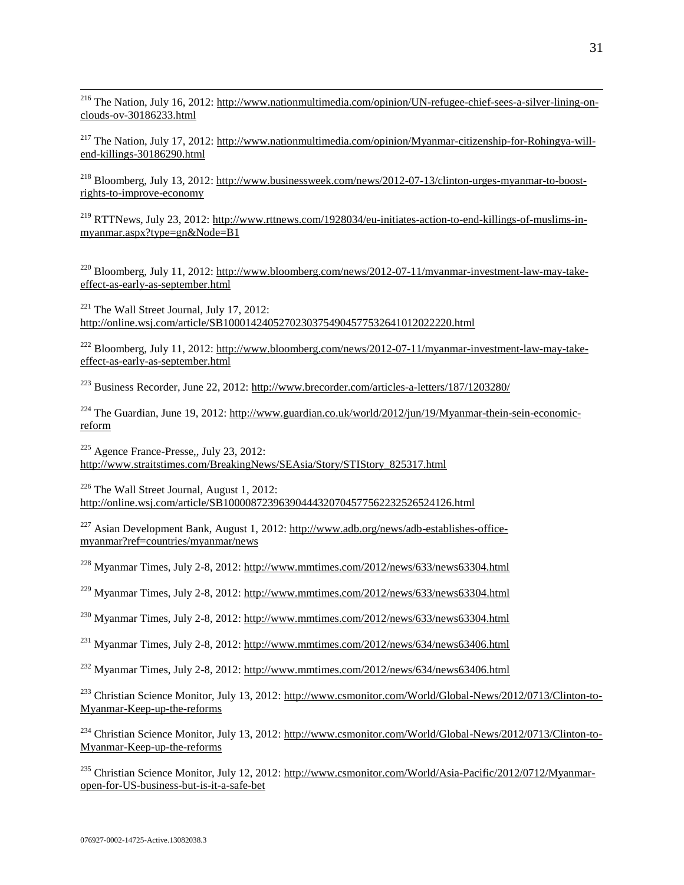[216] The Nation, July 16, 2012: http://www.nationmultimedia.com/opinion/UN-refugee-chief-sees-a-silver-lining-on-clouds-ov-30186233.html

[217] The Nation, July 17, 2012: http://www.nationmultimedia.com/opinion/Myanmar-citizenship-for-Rohingya-will-end-killings-30186290.html

[218] Bloomberg, July 13, 2012: http://www.businessweek.com/news/2012-07-13/clinton-urges-myanmar-to-boost-rights-to-improve-economy

[219] RTTNews, July 23, 2012: http://www.rttnews.com/1928034/eu-initiates-action-to-end-killings-of-muslims-in-myanmar.aspx?type=gn&Node=B1

[220] Bloomberg, July 11, 2012: http://www.bloomberg.com/news/2012-07-11/myanmar-investment-law-may-take-effect-as-early-as-september.html

[221] The Wall Street Journal, July 17, 2012: http://online.wsj.com/article/SB10001424052702303754904577532641012022220.html

[222] Bloomberg, July 11, 2012: http://www.bloomberg.com/news/2012-07-11/myanmar-investment-law-may-take-effect-as-early-as-september.html

[223] Business Recorder, June 22, 2012: http://www.brecorder.com/articles-a-letters/187/1203280/

[224] The Guardian, June 19, 2012: http://www.guardian.co.uk/world/2012/jun/19/Myanmar-thein-sein-economic-reform

[225] Agence France-Presse,, July 23, 2012: http://www.straitstimes.com/BreakingNews/SEAsia/Story/STIStory_825317.html

[226] The Wall Street Journal, August 1, 2012: http://online.wsj.com/article/SB10000872396390444320704577562232526524126.html

[227] Asian Development Bank, August 1, 2012: http://www.adb.org/news/adb-establishes-office-myanmar?ref=countries/myanmar/news

[228] Myanmar Times, July 2-8, 2012: http://www.mmtimes.com/2012/news/633/news63304.html

[229] Myanmar Times, July 2-8, 2012: http://www.mmtimes.com/2012/news/633/news63304.html

[230] Myanmar Times, July 2-8, 2012: http://www.mmtimes.com/2012/news/633/news63304.html

[231] Myanmar Times, July 2-8, 2012: http://www.mmtimes.com/2012/news/634/news63406.html

[232] Myanmar Times, July 2-8, 2012: http://www.mmtimes.com/2012/news/634/news63406.html

[233] Christian Science Monitor, July 13, 2012: http://www.csmonitor.com/World/Global-News/2012/0713/Clinton-to-Myanmar-Keep-up-the-reforms

[234] Christian Science Monitor, July 13, 2012: http://www.csmonitor.com/World/Global-News/2012/0713/Clinton-to-Myanmar-Keep-up-the-reforms

[235] Christian Science Monitor, July 12, 2012: http://www.csmonitor.com/World/Asia-Pacific/2012/0712/Myanmar-open-for-US-business-but-is-it-a-safe-bet

076927-0002-14725-Active.13082038.3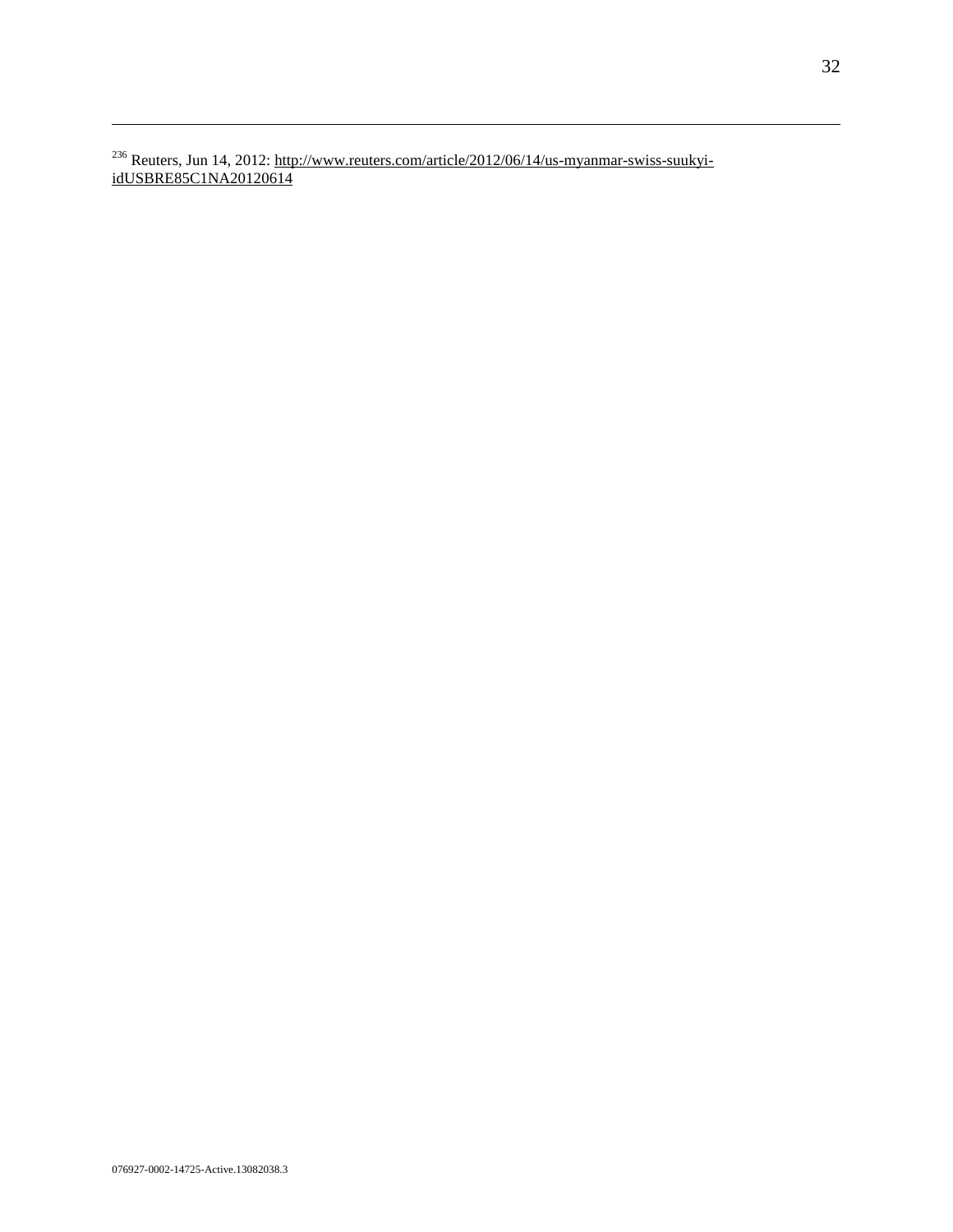[236] Reuters, Jun 14, 2012: http://www.reuters.com/article/2012/06/14/us-myanmar-swiss-suukyi-idUSBRE85C1NA20120614